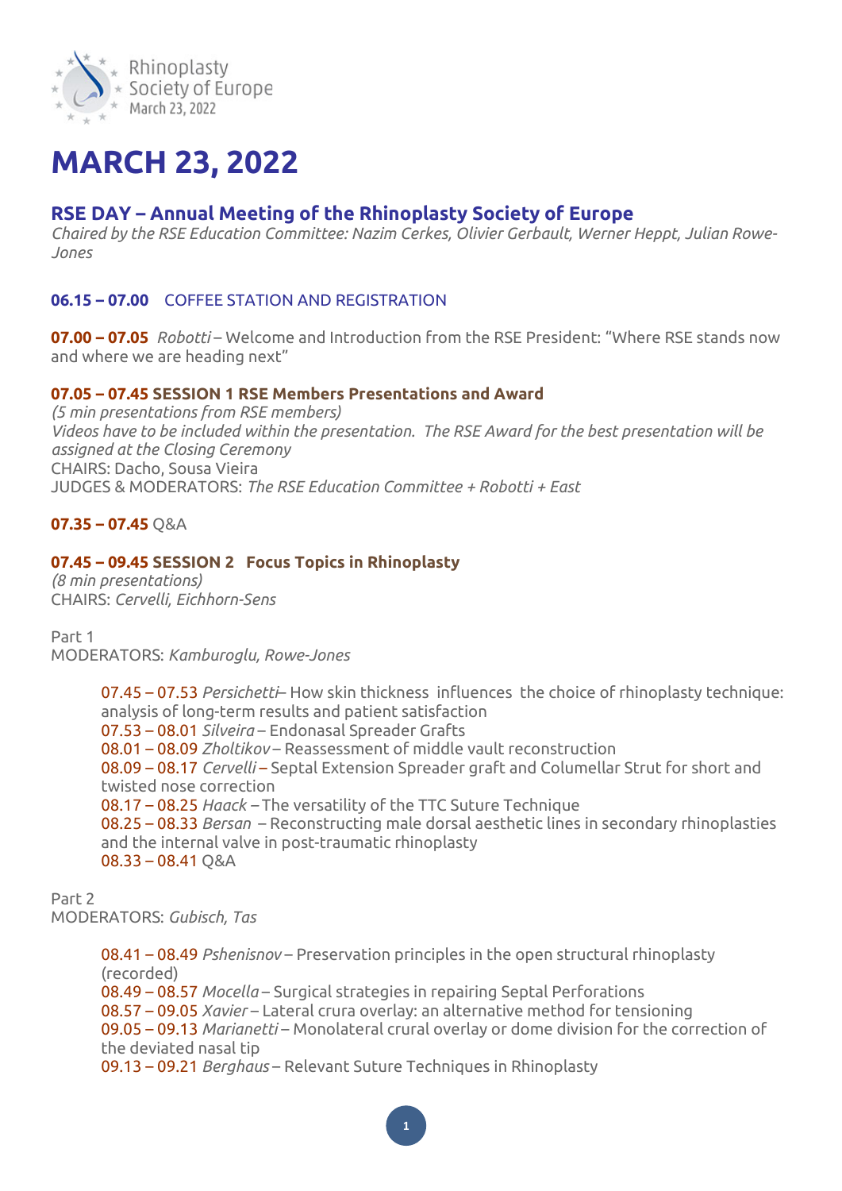# MARCH 23, 2022

## RSE DAY – Annual Meeting of the Rhinoplasty Society of Europe

*Chaired by the RSE Education Committee: Nazim Cerkes, Olivier Gerbault, Werner Heppt, Julian Rowe-Jones*

**06.15 – 07.00** COFFEE STATION AND REGISTRATION

**07.00 – 07.05** *Robotti* – Welcome and Introduction from the RSE President: "Where RSE stands now and where we are heading next"

**07.05 – 07.45 SESSION 1 RSE Members Presentations and Award**
*(5 min presentations from RSE members)*
*Videos have to be included within the presentation. The RSE Award for the best presentation will be assigned at the Closing Ceremony*
CHAIRS: Dacho, Sousa Vieira
JUDGES & MODERATORS: *The RSE Education Committee + Robotti + East*

**07.35 – 07.45** Q&A

**07.45 – 09.45 SESSION 2 Focus Topics in Rhinoplasty**
*(8 min presentations)*
CHAIRS: *Cervelli, Eichhorn-Sens*

Part 1
MODERATORS: *Kamburoglu, Rowe-Jones*

07.45 – 07.53 *Persichetti* – How skin thickness influences the choice of rhinoplasty technique: analysis of long-term results and patient satisfaction
07.53 – 08.01 *Silveira* – Endonasal Spreader Grafts
08.01 – 08.09 *Zholtikov* – Reassessment of middle vault reconstruction
08.09 – 08.17 *Cervelli* – Septal Extension Spreader graft and Columellar Strut for short and twisted nose correction
08.17 – 08.25 *Haack* – The versatility of the TTC Suture Technique
08.25 – 08.33 *Bersan* – Reconstructing male dorsal aesthetic lines in secondary rhinoplasties and the internal valve in post-traumatic rhinoplasty
08.33 – 08.41 Q&A

Part 2
MODERATORS: *Gubisch, Tas*

08.41 – 08.49 *Pshenisnov* – Preservation principles in the open structural rhinoplasty (recorded)
08.49 – 08.57 *Mocella* – Surgical strategies in repairing Septal Perforations
08.57 – 09.05 *Xavier* – Lateral crura overlay: an alternative method for tensioning
09.05 – 09.13 *Marianetti* – Monolateral crural overlay or dome division for the correction of the deviated nasal tip
09.13 – 09.21 *Berghaus* – Relevant Suture Techniques in Rhinoplasty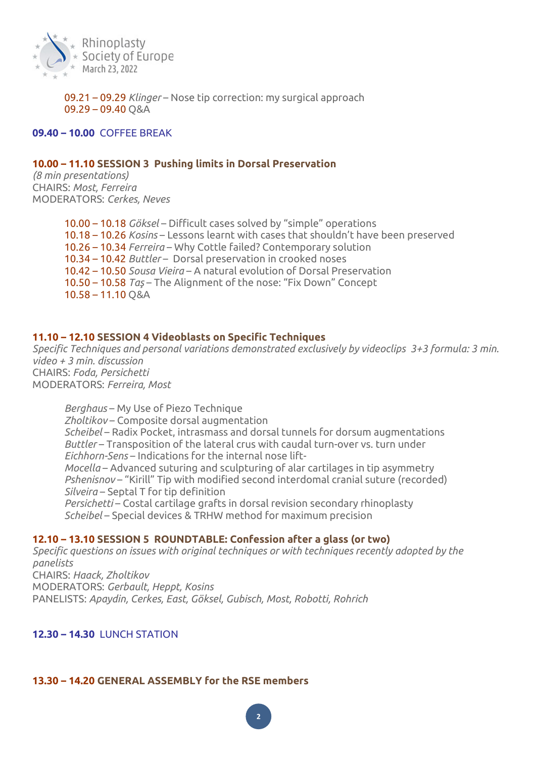09.21 – 09.29 *Klinger* – Nose tip correction: my surgical approach
09.29 – 09.40 Q&A

**09.40 – 10.00** COFFEE BREAK

**10.00 – 11.10 SESSION 3 Pushing limits in Dorsal Preservation**
*(8 min presentations)*
CHAIRS: *Most, Ferreira*
MODERATORS: *Cerkes, Neves*

10.00 – 10.18 *Göksel* – Difficult cases solved by "simple" operations
10.18 – 10.26 *Kosins* – Lessons learnt with cases that shouldn't have been preserved
10.26 – 10.34 *Ferreira* – Why Cottle failed? Contemporary solution
10.34 – 10.42 *Buttler* – Dorsal preservation in crooked noses
10.42 – 10.50 *Sousa Vieira* – A natural evolution of Dorsal Preservation
10.50 – 10.58 *Taş* – The Alignment of the nose: "Fix Down" Concept
10.58 – 11.10 Q&A

**11.10 – 12.10 SESSION 4 Videoblasts on Specific Techniques**
*Specific Techniques and personal variations demonstrated exclusively by videoclips 3+3 formula: 3 min. video + 3 min. discussion*
CHAIRS: *Foda, Persichetti*
MODERATORS: *Ferreira, Most*

*Berghaus* – My Use of Piezo Technique
*Zholtikov* – Composite dorsal augmentation
*Scheibel* – Radix Pocket, intrasmass and dorsal tunnels for dorsum augmentations
*Buttler* – Transposition of the lateral crus with caudal turn-over vs. turn under
*Eichhorn-Sens* – Indications for the internal nose lift-
*Mocella* – Advanced suturing and sculpturing of alar cartilages in tip asymmetry
*Pshenisnov* – "Kirill" Tip with modified second interdomal cranial suture (recorded)
*Silveira* – Septal T for tip definition
*Persichetti* – Costal cartilage grafts in dorsal revision secondary rhinoplasty
*Scheibel* – Special devices & TRHW method for maximum precision

**12.10 – 13.10 SESSION 5 ROUNDTABLE: Confession after a glass (or two)**
*Specific questions on issues with original techniques or with techniques recently adopted by the panelists*
CHAIRS: *Haack, Zholtikov*
MODERATORS: *Gerbault, Heppt, Kosins*
PANELISTS: *Apaydin, Cerkes, East, Göksel, Gubisch, Most, Robotti, Rohrich*

**12.30 – 14.30** LUNCH STATION

**13.30 – 14.20 GENERAL ASSEMBLY for the RSE members**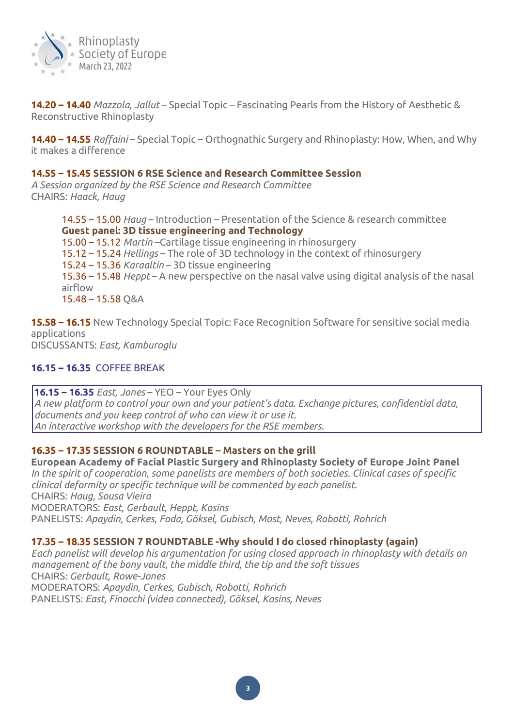**14.20 – 14.40** *Mazzola, Jallut* – Special Topic – Fascinating Pearls from the History of Aesthetic & Reconstructive Rhinoplasty

**14.40 – 14.55** *Raffaini* – Special Topic – Orthognathic Surgery and Rhinoplasty: How, When, and Why it makes a difference

**14.55 – 15.45 SESSION 6 RSE Science and Research Committee Session**
*A Session organized by the RSE Science and Research Committee*
CHAIRS: *Haack, Haug*

> 14.55 – 15.00 *Haug* – Introduction – Presentation of the Science & research committee
> **Guest panel: 3D tissue engineering and Technology**
> 15.00 – 15.12 *Martin* –Cartilage tissue engineering in rhinosurgery
> 15.12 – 15.24 *Hellings* – The role of 3D technology in the context of rhinosurgery
> 15.24 – 15.36 *Karaaltin* – 3D tissue engineering
> 15.36 – 15.48 *Heppt* – A new perspective on the nasal valve using digital analysis of the nasal airflow
> 15.48 – 15.58 Q&A

**15.58 – 16.15** New Technology Special Topic: Face Recognition Software for sensitive social media applications
DISCUSSANTS: *East, Kamburoglu*

**16.15 – 16.35** COFFEE BREAK

**16.15 – 16.35** *East, Jones* – YEO – Your Eyes Only
*A new platform to control your own and your patient's data. Exchange pictures, confidential data, documents and you keep control of who can view it or use it.*
*An interactive workshop with the developers for the RSE members.*

**16.35 – 17.35 SESSION 6 ROUNDTABLE – Masters on the grill**
**European Academy of Facial Plastic Surgery and Rhinoplasty Society of Europe Joint Panel**
*In the spirit of cooperation, some panelists are members of both societies. Clinical cases of specific clinical deformity or specific technique will be commented by each panelist.*
CHAIRS: *Haug, Sousa Vieira*
MODERATORS: *East, Gerbault, Heppt, Kosins*
PANELISTS: *Apaydin, Cerkes, Foda, Göksel, Gubisch, Most, Neves, Robotti, Rohrich*

**17.35 – 18.35 SESSION 7 ROUNDTABLE -Why should I do closed rhinoplasty (again)**
*Each panelist will develop his argumentation for using closed approach in rhinoplasty with details on management of the bony vault, the middle third, the tip and the soft tissues*
CHAIRS: *Gerbault, Rowe-Jones*
MODERATORS: *Apaydin, Cerkes, Gubisch, Robotti, Rohrich*
PANELISTS: *East, Finocchi (video connected), Göksel, Kosins, Neves*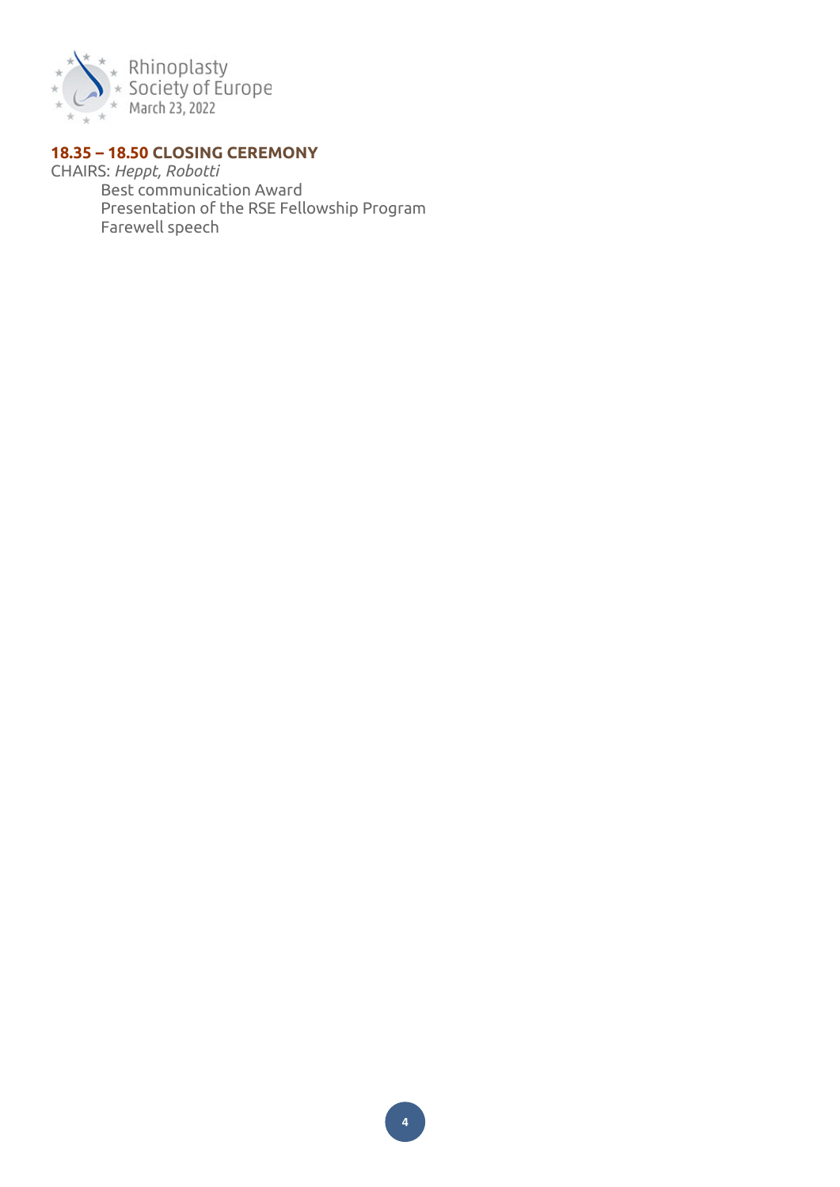**18.35 – 18.50 CLOSING CEREMONY**

CHAIRS: *Heppt, Robotti*

Best communication Award
Presentation of the RSE Fellowship Program
Farewell speech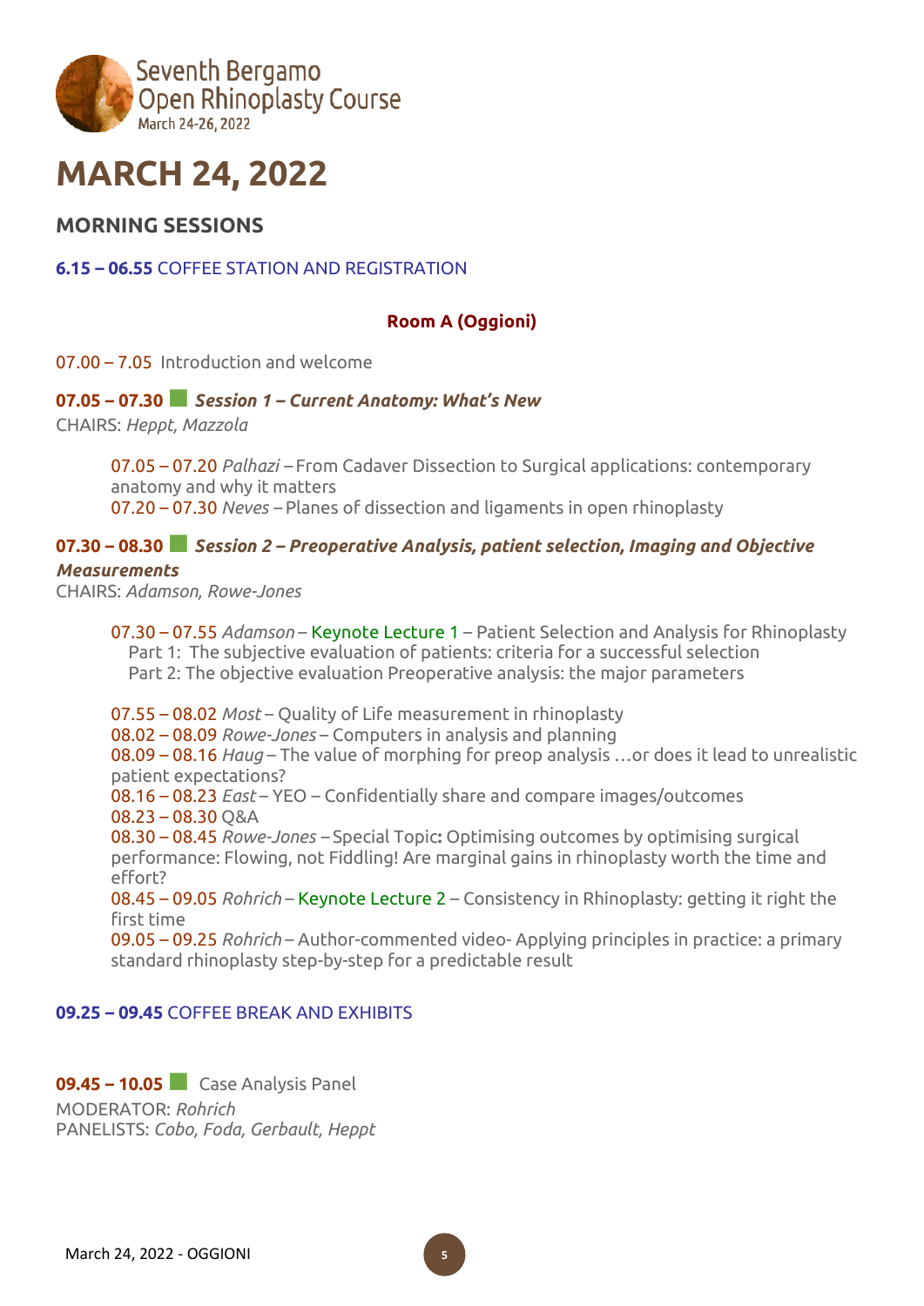# MARCH 24, 2022

## MORNING SESSIONS

**6.15 – 06.55** COFFEE STATION AND REGISTRATION

**Room A (Oggioni)**

07.00 – 7.05 Introduction and welcome

**07.05 – 07.30** ***Session 1 – Current Anatomy: What's New***
CHAIRS: *Heppt, Mazzola*

07.05 – 07.20 *Palhazi* – From Cadaver Dissection to Surgical applications: contemporary anatomy and why it matters
07.20 – 07.30 *Neves* – Planes of dissection and ligaments in open rhinoplasty

**07.30 – 08.30** ***Session 2 – Preoperative Analysis, patient selection, Imaging and Objective Measurements***
CHAIRS: *Adamson, Rowe-Jones*

07.30 – 07.55 *Adamson* – Keynote Lecture 1 – Patient Selection and Analysis for Rhinoplasty
Part 1: The subjective evaluation of patients: criteria for a successful selection
Part 2: The objective evaluation Preoperative analysis: the major parameters

07.55 – 08.02 *Most* – Quality of Life measurement in rhinoplasty
08.02 – 08.09 *Rowe-Jones* – Computers in analysis and planning
08.09 – 08.16 *Haug* – The value of morphing for preop analysis …or does it lead to unrealistic patient expectations?
08.16 – 08.23 *East* – YEO – Confidentially share and compare images/outcomes
08.23 – 08.30 Q&A
08.30 – 08.45 *Rowe-Jones* – Special Topic**:** Optimising outcomes by optimising surgical performance: Flowing, not Fiddling! Are marginal gains in rhinoplasty worth the time and effort?
08.45 – 09.05 *Rohrich* – Keynote Lecture 2 – Consistency in Rhinoplasty: getting it right the first time
09.05 – 09.25 *Rohrich* – Author-commented video- Applying principles in practice: a primary standard rhinoplasty step-by-step for a predictable result

**09.25 – 09.45** COFFEE BREAK AND EXHIBITS

**09.45 – 10.05** Case Analysis Panel
MODERATOR: *Rohrich*
PANELISTS: *Cobo, Foda, Gerbault, Heppt*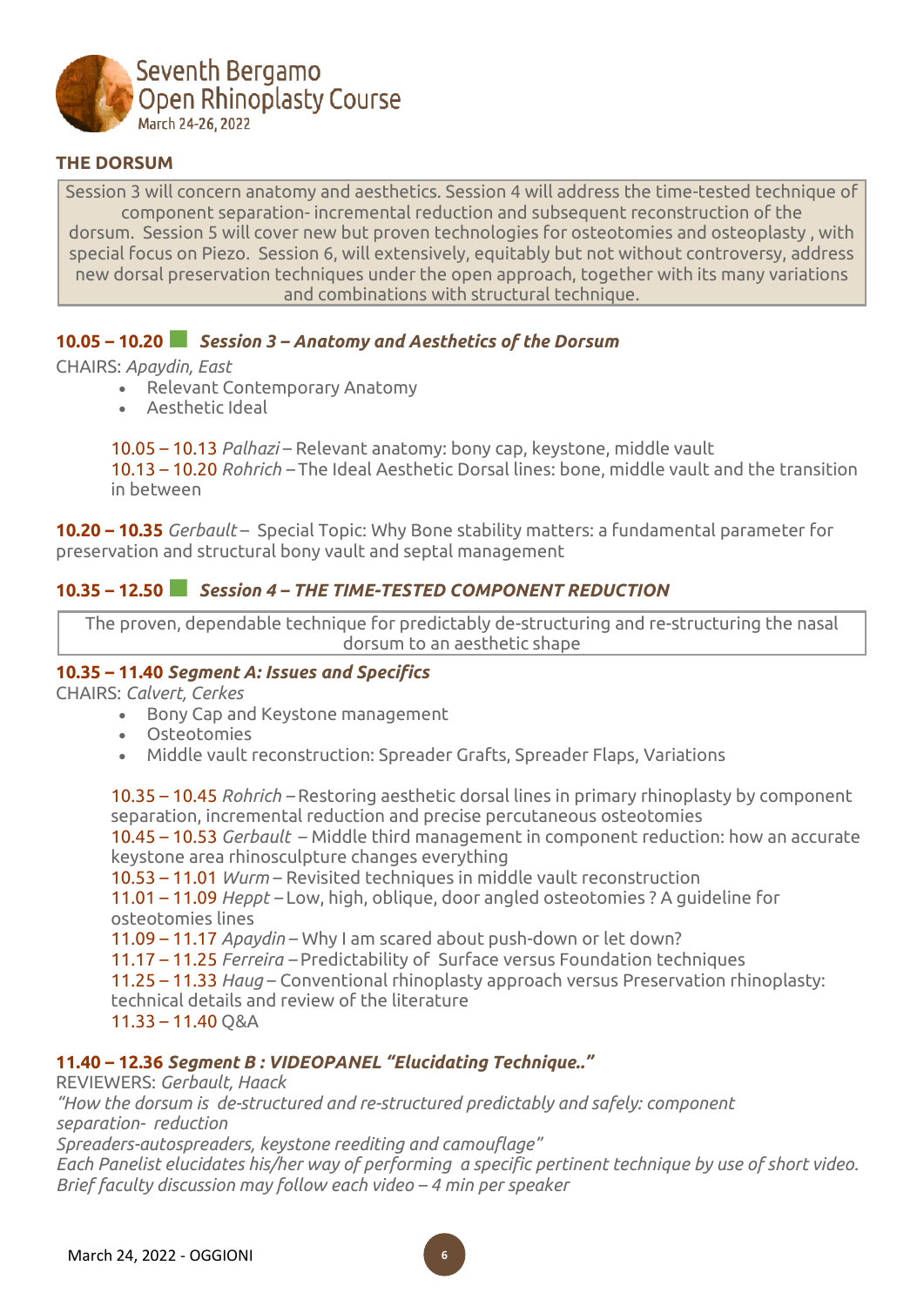## THE DORSUM

Session 3 will concern anatomy and aesthetics. Session 4 will address the time-tested technique of component separation- incremental reduction and subsequent reconstruction of the dorsum. Session 5 will cover new but proven technologies for osteotomies and osteoplasty , with special focus on Piezo. Session 6, will extensively, equitably but not without controversy, address new dorsal preservation techniques under the open approach, together with its many variations and combinations with structural technique.

### 10.05 – 10.20 *Session 3 – Anatomy and Aesthetics of the Dorsum*

CHAIRS: *Apaydin, East*

- Relevant Contemporary Anatomy
- Aesthetic Ideal

10.05 – 10.13 *Palhazi* – Relevant anatomy: bony cap, keystone, middle vault
10.13 – 10.20 *Rohrich* – The Ideal Aesthetic Dorsal lines: bone, middle vault and the transition in between

**10.20 – 10.35** *Gerbault* – Special Topic: Why Bone stability matters: a fundamental parameter for preservation and structural bony vault and septal management

### 10.35 – 12.50 *Session 4 – THE TIME-TESTED COMPONENT REDUCTION*

The proven, dependable technique for predictably de-structuring and re-structuring the nasal dorsum to an aesthetic shape

**10.35 – 11.40 *Segment A: Issues and Specifics***

CHAIRS: *Calvert, Cerkes*

- Bony Cap and Keystone management
- Osteotomies
- Middle vault reconstruction: Spreader Grafts, Spreader Flaps, Variations

10.35 – 10.45 *Rohrich* – Restoring aesthetic dorsal lines in primary rhinoplasty by component separation, incremental reduction and precise percutaneous osteotomies
10.45 – 10.53 *Gerbault* – Middle third management in component reduction: how an accurate keystone area rhinosculpture changes everything
10.53 – 11.01 *Wurm* – Revisited techniques in middle vault reconstruction
11.01 – 11.09 *Heppt* – Low, high, oblique, door angled osteotomies ? A guideline for osteotomies lines
11.09 – 11.17 *Apaydin* – Why I am scared about push-down or let down?
11.17 – 11.25 *Ferreira* – Predictability of Surface versus Foundation techniques
11.25 – 11.33 *Haug* – Conventional rhinoplasty approach versus Preservation rhinoplasty: technical details and review of the literature
11.33 – 11.40 Q&A

**11.40 – 12.36 *Segment B : VIDEOPANEL "Elucidating Technique.."***

REVIEWERS: *Gerbault, Haack*

*"How the dorsum is de-structured and re-structured predictably and safely: component separation- reduction*
*Spreaders-autospreaders, keystone reediting and camouflage"*
*Each Panelist elucidates his/her way of performing a specific pertinent technique by use of short video. Brief faculty discussion may follow each video – 4 min per speaker*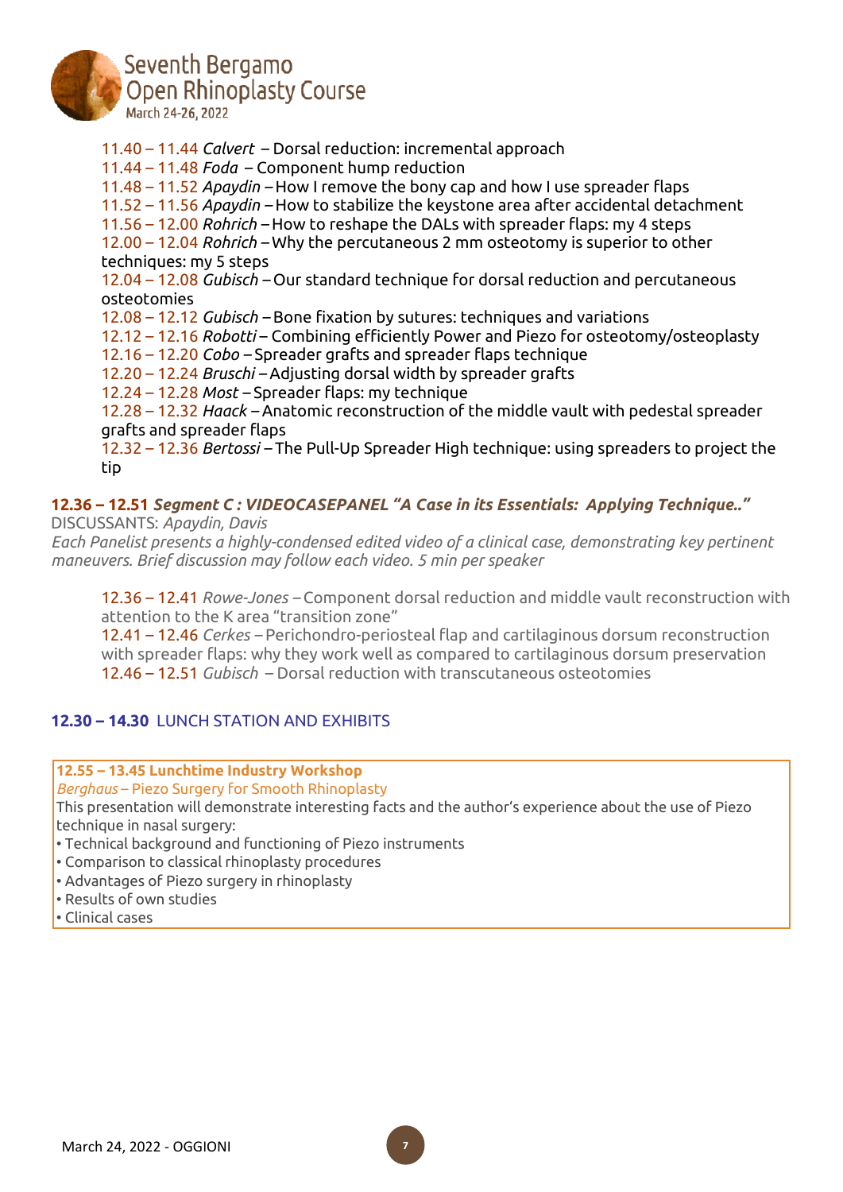11.40 – 11.44 *Calvert* – Dorsal reduction: incremental approach
11.44 – 11.48 *Foda* – Component hump reduction
11.48 – 11.52 *Apaydin* – How I remove the bony cap and how I use spreader flaps
11.52 – 11.56 *Apaydin* – How to stabilize the keystone area after accidental detachment
11.56 – 12.00 *Rohrich* – How to reshape the DALs with spreader flaps: my 4 steps
12.00 – 12.04 *Rohrich* – Why the percutaneous 2 mm osteotomy is superior to other techniques: my 5 steps
12.04 – 12.08 *Gubisch* – Our standard technique for dorsal reduction and percutaneous osteotomies
12.08 – 12.12 *Gubisch* – Bone fixation by sutures: techniques and variations
12.12 – 12.16 *Robotti* – Combining efficiently Power and Piezo for osteotomy/osteoplasty
12.16 – 12.20 *Cobo* – Spreader grafts and spreader flaps technique
12.20 – 12.24 *Bruschi* – Adjusting dorsal width by spreader grafts
12.24 – 12.28 *Most* – Spreader flaps: my technique
12.28 – 12.32 *Haack* – Anatomic reconstruction of the middle vault with pedestal spreader grafts and spreader flaps
12.32 – 12.36 *Bertossi* – The Pull-Up Spreader High technique: using spreaders to project the tip

**12.36 – 12.51** ***Segment C : VIDEOCASEPANEL "A Case in its Essentials: Applying Technique.."***
DISCUSSANTS: *Apaydin, Davis*
*Each Panelist presents a highly-condensed edited video of a clinical case, demonstrating key pertinent maneuvers. Brief discussion may follow each video. 5 min per speaker*

12.36 – 12.41 *Rowe-Jones* – Component dorsal reduction and middle vault reconstruction with attention to the K area "transition zone"
12.41 – 12.46 *Cerkes* – Perichondro-periosteal flap and cartilaginous dorsum reconstruction with spreader flaps: why they work well as compared to cartilaginous dorsum preservation
12.46 – 12.51 *Gubisch* – Dorsal reduction with transcutaneous osteotomies

**12.30 – 14.30** LUNCH STATION AND EXHIBITS

**12.55 – 13.45 Lunchtime Industry Workshop**
*Berghaus* – Piezo Surgery for Smooth Rhinoplasty
This presentation will demonstrate interesting facts and the author's experience about the use of Piezo technique in nasal surgery:
- Technical background and functioning of Piezo instruments
- Comparison to classical rhinoplasty procedures
- Advantages of Piezo surgery in rhinoplasty
- Results of own studies
- Clinical cases

March 24, 2022 - OGGIONI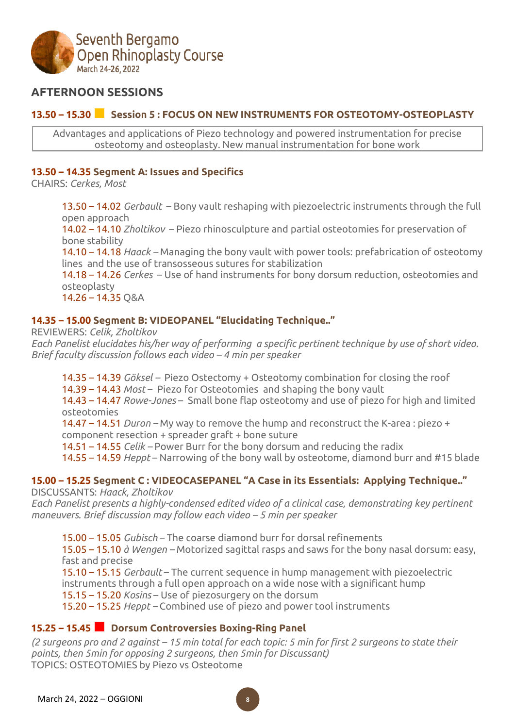## AFTERNOON SESSIONS

### 13.50 – 15.30 Session 5 : FOCUS ON NEW INSTRUMENTS FOR OSTEOTOMY-OSTEOPLASTY

Advantages and applications of Piezo technology and powered instrumentation for precise osteotomy and osteoplasty. New manual instrumentation for bone work

**13.50 – 14.35 Segment A: Issues and Specifics**

CHAIRS: *Cerkes, Most*

13.50 – 14.02 *Gerbault* – Bony vault reshaping with piezoelectric instruments through the full open approach
14.02 – 14.10 *Zholtikov* – Piezo rhinosculpture and partial osteotomies for preservation of bone stability
14.10 – 14.18 *Haack* – Managing the bony vault with power tools: prefabrication of osteotomy lines and the use of transosseous sutures for stabilization
14.18 – 14.26 *Cerkes* – Use of hand instruments for bony dorsum reduction, osteotomies and osteoplasty
14.26 – 14.35 Q&A

**14.35 – 15.00 Segment B: VIDEOPANEL "Elucidating Technique.."**

REVIEWERS: *Celik, Zholtikov*

*Each Panelist elucidates his/her way of performing a specific pertinent technique by use of short video. Brief faculty discussion follows each video – 4 min per speaker*

14.35 – 14.39 *Göksel* – Piezo Ostectomy + Osteotomy combination for closing the roof
14.39 – 14.43 *Most* – Piezo for Osteotomies and shaping the bony vault
14.43 – 14.47 *Rowe-Jones* – Small bone flap osteotomy and use of piezo for high and limited osteotomies
14.47 – 14.51 *Duron* – My way to remove the hump and reconstruct the K-area : piezo + component resection + spreader graft + bone suture
14.51 – 14.55 *Celik* – Power Burr for the bony dorsum and reducing the radix
14.55 – 14.59 *Heppt* – Narrowing of the bony wall by osteotome, diamond burr and #15 blade

**15.00 – 15.25 Segment C : VIDEOCASEPANEL "A Case in its Essentials: Applying Technique.."**

DISCUSSANTS: *Haack, Zholtikov*

*Each Panelist presents a highly-condensed edited video of a clinical case, demonstrating key pertinent maneuvers. Brief discussion may follow each video – 5 min per speaker*

15.00 – 15.05 *Gubisch* – The coarse diamond burr for dorsal refinements
15.05 – 15.10 *à Wengen* – Motorized sagittal rasps and saws for the bony nasal dorsum: easy, fast and precise
15.10 – 15.15 *Gerbault* – The current sequence in hump management with piezoelectric instruments through a full open approach on a wide nose with a significant hump
15.15 – 15.20 *Kosins* – Use of piezosurgery on the dorsum
15.20 – 15.25 *Heppt* – Combined use of piezo and power tool instruments

### 15.25 – 15.45 Dorsum Controversies Boxing-Ring Panel

*(2 surgeons pro and 2 against – 15 min total for each topic: 5 min for first 2 surgeons to state their points, then 5min for opposing 2 surgeons, then 5min for Discussant)*

TOPICS: OSTEOTOMIES by Piezo vs Osteotome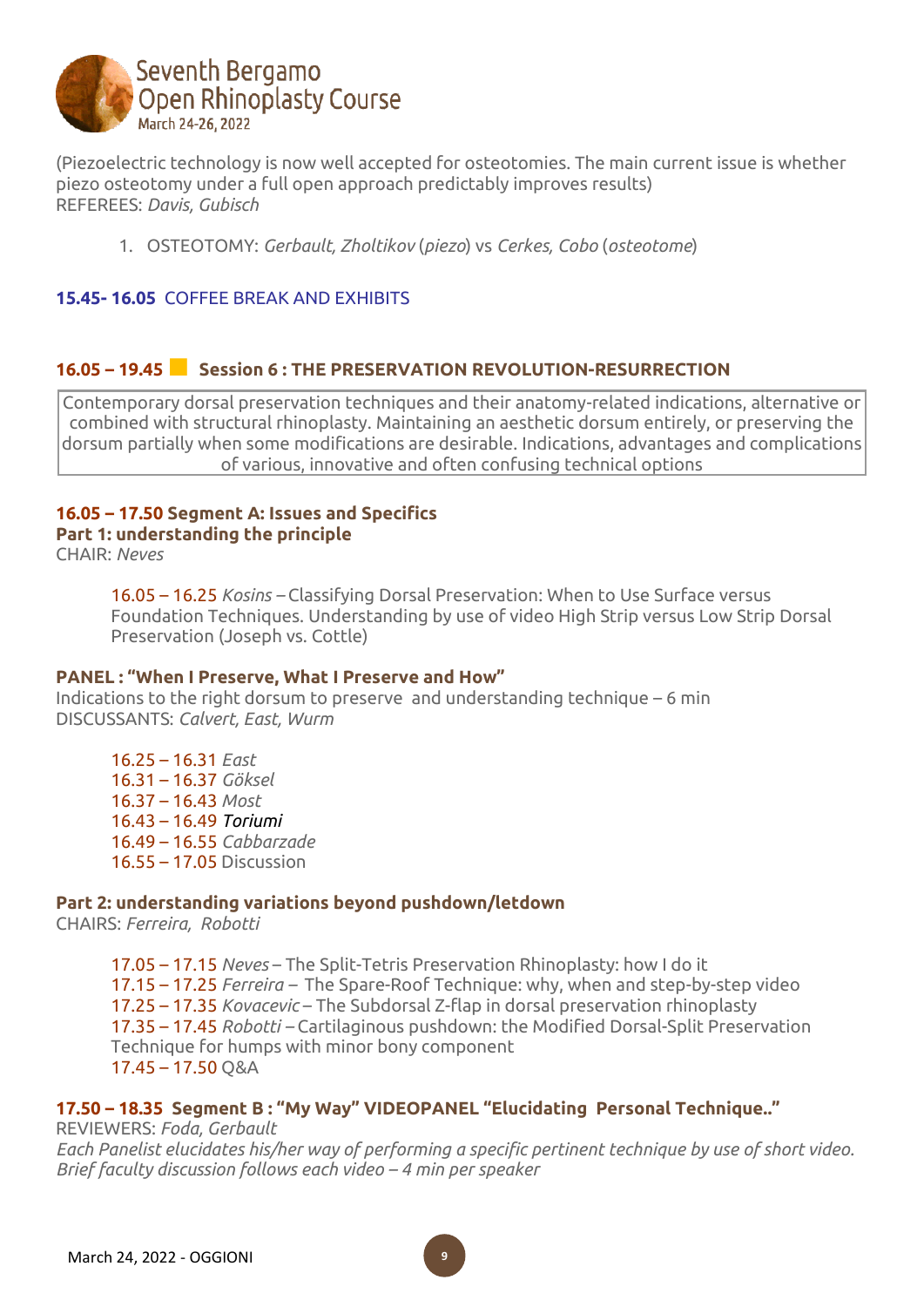(Piezoelectric technology is now well accepted for osteotomies. The main current issue is whether piezo osteotomy under a full open approach predictably improves results)
REFEREES: *Davis, Gubisch*

1. OSTEOTOMY: *Gerbault, Zholtikov* (*piezo*) vs *Cerkes, Cobo* (*osteotome*)

**15.45- 16.05** COFFEE BREAK AND EXHIBITS

## 16.05 – 19.45 Session 6 : THE PRESERVATION REVOLUTION-RESURRECTION

Contemporary dorsal preservation techniques and their anatomy-related indications, alternative or combined with structural rhinoplasty. Maintaining an aesthetic dorsum entirely, or preserving the dorsum partially when some modifications are desirable. Indications, advantages and complications of various, innovative and often confusing technical options

### 16.05 – 17.50 Segment A: Issues and Specifics

**Part 1: understanding the principle**
CHAIR: *Neves*

16.05 – 16.25 *Kosins* – Classifying Dorsal Preservation: When to Use Surface versus Foundation Techniques. Understanding by use of video High Strip versus Low Strip Dorsal Preservation (Joseph vs. Cottle)

**PANEL : "When I Preserve, What I Preserve and How"**
Indications to the right dorsum to preserve and understanding technique – 6 min
DISCUSSANTS: *Calvert, East, Wurm*

16.25 – 16.31 *East*
16.31 – 16.37 *Göksel*
16.37 – 16.43 *Most*
16.43 – 16.49 *Toriumi*
16.49 – 16.55 *Cabbarzade*
16.55 – 17.05 Discussion

**Part 2: understanding variations beyond pushdown/letdown**
CHAIRS: *Ferreira, Robotti*

17.05 – 17.15 *Neves* – The Split-Tetris Preservation Rhinoplasty: how I do it
17.15 – 17.25 *Ferreira* – The Spare-Roof Technique: why, when and step-by-step video
17.25 – 17.35 *Kovacevic* – The Subdorsal Z-flap in dorsal preservation rhinoplasty
17.35 – 17.45 *Robotti* – Cartilaginous pushdown: the Modified Dorsal-Split Preservation Technique for humps with minor bony component
17.45 – 17.50 Q&A

### 17.50 – 18.35 Segment B : "My Way" VIDEOPANEL "Elucidating Personal Technique.."

REVIEWERS: *Foda, Gerbault*
*Each Panelist elucidates his/her way of performing a specific pertinent technique by use of short video. Brief faculty discussion follows each video – 4 min per speaker*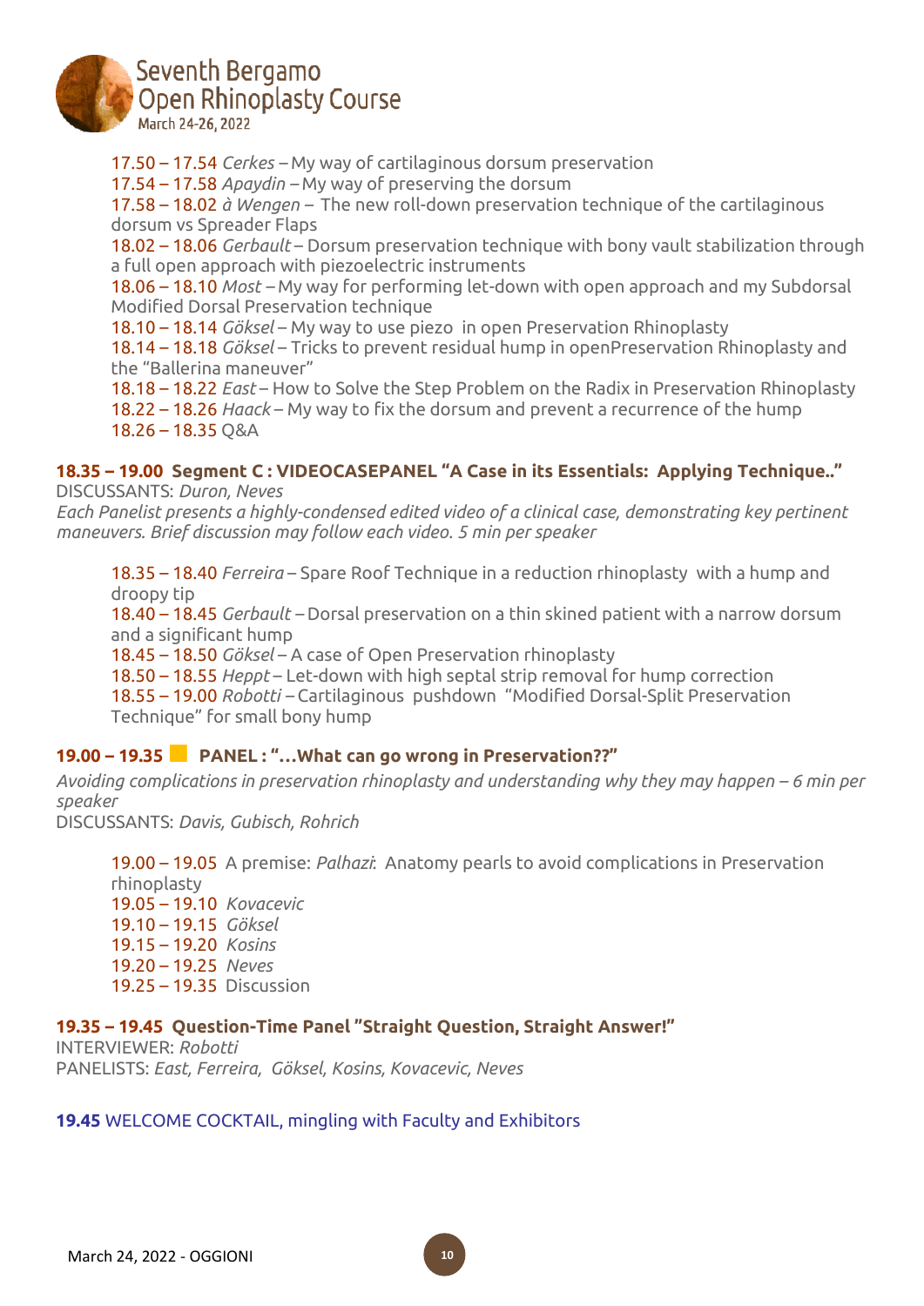17.50 – 17.54 *Cerkes* – My way of cartilaginous dorsum preservation
17.54 – 17.58 *Apaydin* – My way of preserving the dorsum
17.58 – 18.02 *à Wengen* – The new roll-down preservation technique of the cartilaginous dorsum vs Spreader Flaps
18.02 – 18.06 *Gerbault* – Dorsum preservation technique with bony vault stabilization through a full open approach with piezoelectric instruments
18.06 – 18.10 *Most* – My way for performing let-down with open approach and my Subdorsal Modified Dorsal Preservation technique
18.10 – 18.14 *Göksel* – My way to use piezo in open Preservation Rhinoplasty
18.14 – 18.18 *Göksel* – Tricks to prevent residual hump in openPreservation Rhinoplasty and the "Ballerina maneuver"
18.18 – 18.22 *East* – How to Solve the Step Problem on the Radix in Preservation Rhinoplasty
18.22 – 18.26 *Haack* – My way to fix the dorsum and prevent a recurrence of the hump
18.26 – 18.35 Q&A

**18.35 – 19.00 Segment C : VIDEOCASEPANEL "A Case in its Essentials: Applying Technique.."**
DISCUSSANTS: *Duron, Neves*
*Each Panelist presents a highly-condensed edited video of a clinical case, demonstrating key pertinent maneuvers. Brief discussion may follow each video. 5 min per speaker*

18.35 – 18.40 *Ferreira* – Spare Roof Technique in a reduction rhinoplasty with a hump and droopy tip
18.40 – 18.45 *Gerbault* – Dorsal preservation on a thin skined patient with a narrow dorsum and a significant hump
18.45 – 18.50 *Göksel* – A case of Open Preservation rhinoplasty
18.50 – 18.55 *Heppt* – Let-down with high septal strip removal for hump correction
18.55 – 19.00 *Robotti* – Cartilaginous pushdown "Modified Dorsal-Split Preservation Technique" for small bony hump

**19.00 – 19.35 PANEL : "…What can go wrong in Preservation??"**
*Avoiding complications in preservation rhinoplasty and understanding why they may happen – 6 min per speaker*
DISCUSSANTS: *Davis, Gubisch, Rohrich*

19.00 – 19.05 A premise: *Palhazi*: Anatomy pearls to avoid complications in Preservation rhinoplasty
19.05 – 19.10 *Kovacevic*
19.10 – 19.15 *Göksel*
19.15 – 19.20 *Kosins*
19.20 – 19.25 *Neves*
19.25 – 19.35 Discussion

**19.35 – 19.45 Question-Time Panel "Straight Question, Straight Answer!"**
INTERVIEWER: *Robotti*
PANELISTS: *East, Ferreira, Göksel, Kosins, Kovacevic, Neves*

**19.45** WELCOME COCKTAIL, mingling with Faculty and Exhibitors

March 24, 2022 - OGGIONI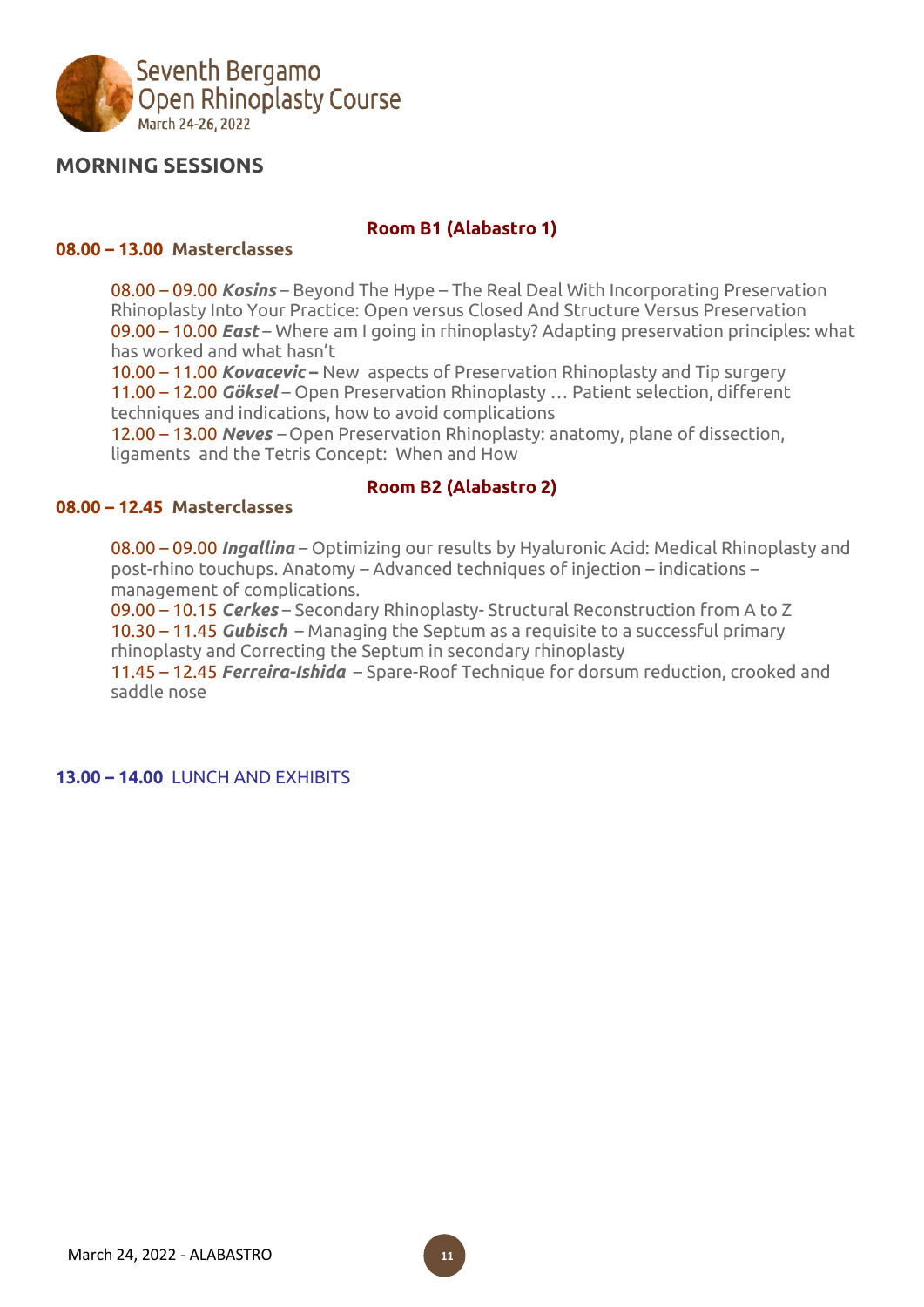## MORNING SESSIONS

### Room B1 (Alabastro 1)

**08.00 – 13.00 Masterclasses**

08.00 – 09.00 ***Kosins*** – Beyond The Hype – The Real Deal With Incorporating Preservation Rhinoplasty Into Your Practice: Open versus Closed And Structure Versus Preservation
09.00 – 10.00 ***East*** – Where am I going in rhinoplasty? Adapting preservation principles: what has worked and what hasn't
10.00 – 11.00 ***Kovacevic*** **–** New aspects of Preservation Rhinoplasty and Tip surgery
11.00 – 12.00 ***Göksel*** – Open Preservation Rhinoplasty … Patient selection, different techniques and indications, how to avoid complications
12.00 – 13.00 ***Neves*** – Open Preservation Rhinoplasty: anatomy, plane of dissection, ligaments and the Tetris Concept: When and How

### Room B2 (Alabastro 2)

**08.00 – 12.45 Masterclasses**

08.00 – 09.00 ***Ingallina*** – Optimizing our results by Hyaluronic Acid: Medical Rhinoplasty and post-rhino touchups. Anatomy – Advanced techniques of injection – indications – management of complications.
09.00 – 10.15 ***Cerkes*** – Secondary Rhinoplasty- Structural Reconstruction from A to Z
10.30 – 11.45 ***Gubisch*** – Managing the Septum as a requisite to a successful primary rhinoplasty and Correcting the Septum in secondary rhinoplasty
11.45 – 12.45 ***Ferreira-Ishida*** – Spare-Roof Technique for dorsum reduction, crooked and saddle nose

**13.00 – 14.00** LUNCH AND EXHIBITS

March 24, 2022 - ALABASTRO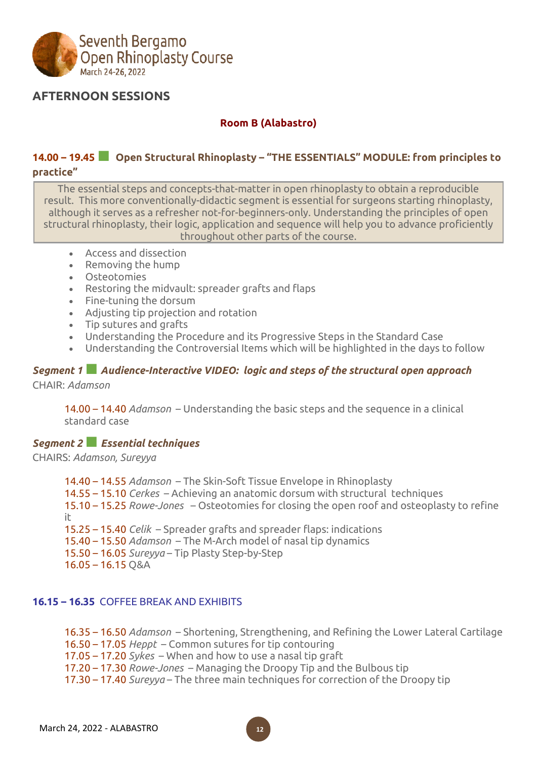# AFTERNOON SESSIONS

**Room B (Alabastro)**

## 14.00 – 19.45 Open Structural Rhinoplasty – "THE ESSENTIALS" MODULE: from principles to practice"

The essential steps and concepts-that-matter in open rhinoplasty to obtain a reproducible result. This more conventionally-didactic segment is essential for surgeons starting rhinoplasty, although it serves as a refresher not-for-beginners-only. Understanding the principles of open structural rhinoplasty, their logic, application and sequence will help you to advance proficiently throughout other parts of the course.

- Access and dissection
- Removing the hump
- Osteotomies
- Restoring the midvault: spreader grafts and flaps
- Fine-tuning the dorsum
- Adjusting tip projection and rotation
- Tip sutures and grafts
- Understanding the Procedure and its Progressive Steps in the Standard Case
- Understanding the Controversial Items which will be highlighted in the days to follow

### *Segment 1 Audience-Interactive VIDEO: logic and steps of the structural open approach*

CHAIR: *Adamson*

14.00 – 14.40 *Adamson* – Understanding the basic steps and the sequence in a clinical standard case

### *Segment 2 Essential techniques*

CHAIRS: *Adamson, Sureyya*

14.40 – 14.55 *Adamson* – The Skin-Soft Tissue Envelope in Rhinoplasty
14.55 – 15.10 *Cerkes* – Achieving an anatomic dorsum with structural techniques
15.10 – 15.25 *Rowe-Jones* – Osteotomies for closing the open roof and osteoplasty to refine it
15.25 – 15.40 *Celik* – Spreader grafts and spreader flaps: indications
15.40 – 15.50 *Adamson* – The M-Arch model of nasal tip dynamics
15.50 – 16.05 *Sureyya* – Tip Plasty Step-by-Step
16.05 – 16.15 Q&A

**16.15 – 16.35** COFFEE BREAK AND EXHIBITS

16.35 – 16.50 *Adamson* – Shortening, Strengthening, and Refining the Lower Lateral Cartilage
16.50 – 17.05 *Heppt* – Common sutures for tip contouring
17.05 – 17.20 *Sykes* – When and how to use a nasal tip graft
17.20 – 17.30 *Rowe-Jones* – Managing the Droopy Tip and the Bulbous tip
17.30 – 17.40 *Sureyya* – The three main techniques for correction of the Droopy tip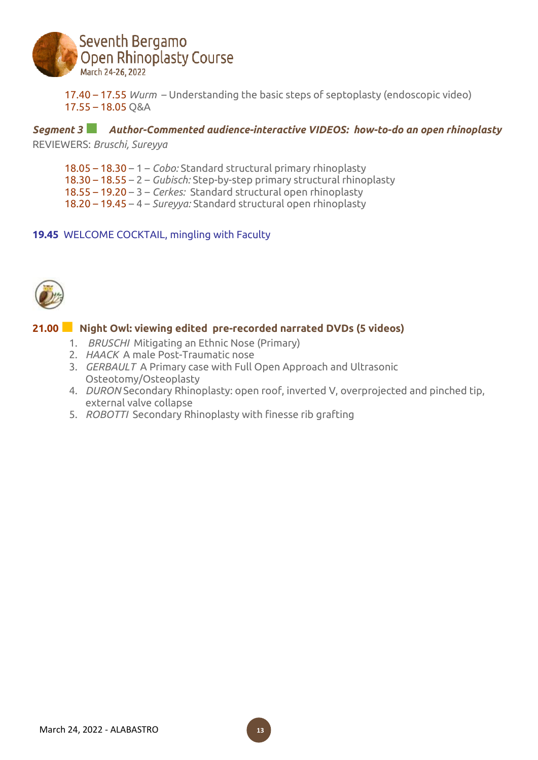17.40 – 17.55 *Wurm* – Understanding the basic steps of septoplasty (endoscopic video)
17.55 – 18.05 Q&A

**_Segment 3_** **_Author-Commented audience-interactive VIDEOS: how-to-do an open rhinoplasty_**

REVIEWERS: *Bruschi, Sureyya*

18.05 – 18.30 – 1 – *Cobo:* Standard structural primary rhinoplasty
18.30 – 18.55 – 2 – *Gubisch:* Step-by-step primary structural rhinoplasty
18.55 – 19.20 – 3 – *Cerkes:* Standard structural open rhinoplasty
18.20 – 19.45 – 4 – *Sureyya:* Standard structural open rhinoplasty

**19.45** WELCOME COCKTAIL, mingling with Faculty

**21.00 Night Owl: viewing edited pre-recorded narrated DVDs (5 videos)**

1. *BRUSCHI* Mitigating an Ethnic Nose (Primary)
2. *HAACK* A male Post-Traumatic nose
3. *GERBAULT* A Primary case with Full Open Approach and Ultrasonic Osteotomy/Osteoplasty
4. *DURON* Secondary Rhinoplasty: open roof, inverted V, overprojected and pinched tip, external valve collapse
5. *ROBOTTI* Secondary Rhinoplasty with finesse rib grafting

March 24, 2022 - ALABASTRO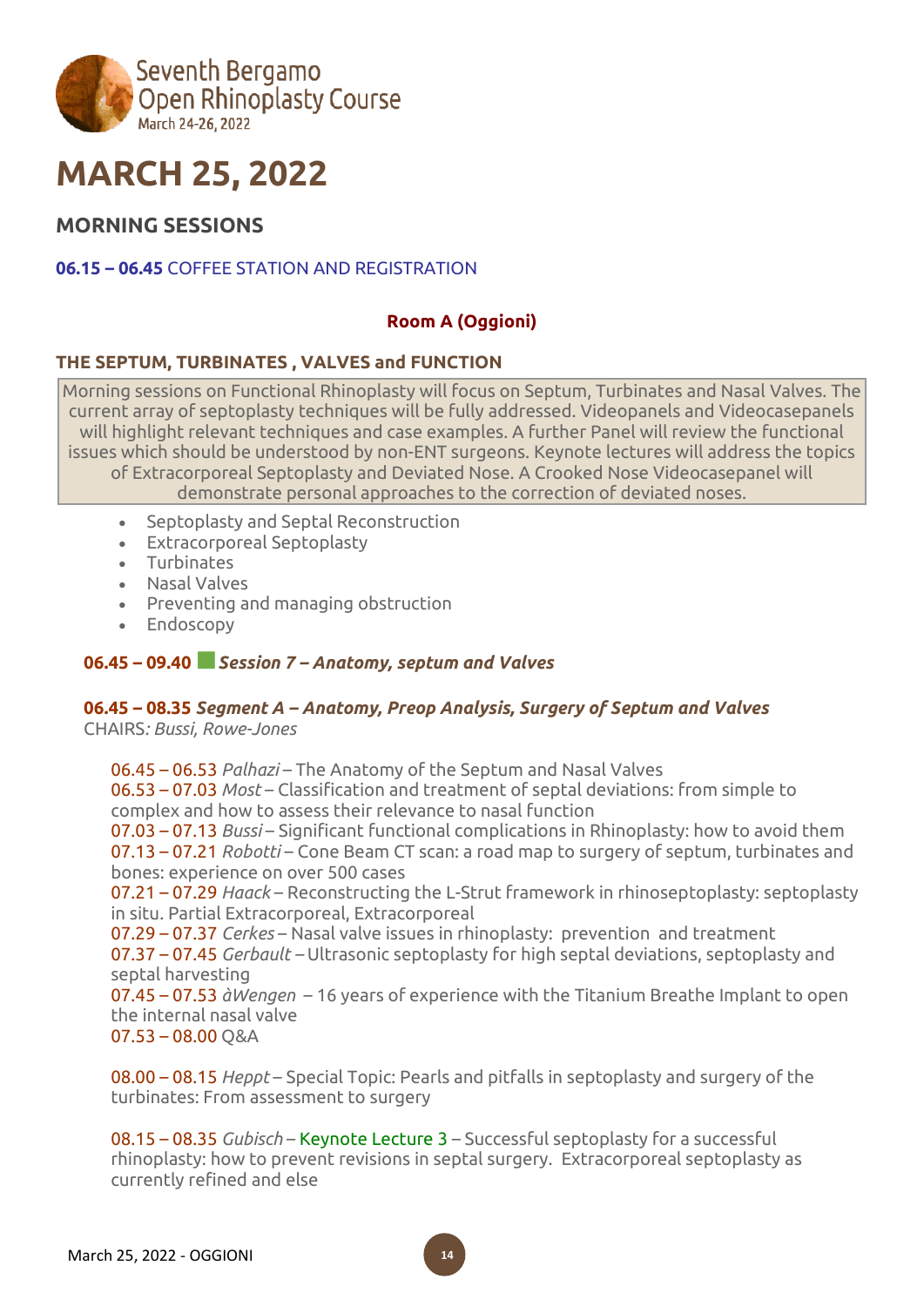Seventh Bergamo Open Rhinoplasty Course
March 24-26, 2022

# MARCH 25, 2022

## MORNING SESSIONS

**06.15 – 06.45** COFFEE STATION AND REGISTRATION

**Room A (Oggioni)**

### THE SEPTUM, TURBINATES , VALVES and FUNCTION

Morning sessions on Functional Rhinoplasty will focus on Septum, Turbinates and Nasal Valves. The current array of septoplasty techniques will be fully addressed. Videopanels and Videocasepanels will highlight relevant techniques and case examples. A further Panel will review the functional issues which should be understood by non-ENT surgeons. Keynote lectures will address the topics of Extracorporeal Septoplasty and Deviated Nose. A Crooked Nose Videocasepanel will demonstrate personal approaches to the correction of deviated noses.

- Septoplasty and Septal Reconstruction
- Extracorporeal Septoplasty
- Turbinates
- Nasal Valves
- Preventing and managing obstruction
- Endoscopy

**06.45 – 09.40** ***Session 7 – Anatomy, septum and Valves***

**06.45 – 08.35** ***Segment A – Anatomy, Preop Analysis, Surgery of Septum and Valves***
CHAIRS*: Bussi, Rowe-Jones*

06.45 – 06.53 *Palhazi* – The Anatomy of the Septum and Nasal Valves
06.53 – 07.03 *Most* – Classification and treatment of septal deviations: from simple to complex and how to assess their relevance to nasal function
07.03 – 07.13 *Bussi* – Significant functional complications in Rhinoplasty: how to avoid them
07.13 – 07.21 *Robotti* – Cone Beam CT scan: a road map to surgery of septum, turbinates and bones: experience on over 500 cases
07.21 – 07.29 *Haack* – Reconstructing the L-Strut framework in rhinoseptoplasty: septoplasty in situ. Partial Extracorporeal, Extracorporeal
07.29 – 07.37 *Cerkes* – Nasal valve issues in rhinoplasty: prevention and treatment
07.37 – 07.45 *Gerbault* – Ultrasonic septoplasty for high septal deviations, septoplasty and septal harvesting
07.45 – 07.53 *àWengen* – 16 years of experience with the Titanium Breathe Implant to open the internal nasal valve
07.53 – 08.00 Q&A

08.00 – 08.15 *Heppt* – Special Topic: Pearls and pitfalls in septoplasty and surgery of the turbinates: From assessment to surgery

08.15 – 08.35 *Gubisch* – Keynote Lecture 3 – Successful septoplasty for a successful rhinoplasty: how to prevent revisions in septal surgery. Extracorporeal septoplasty as currently refined and else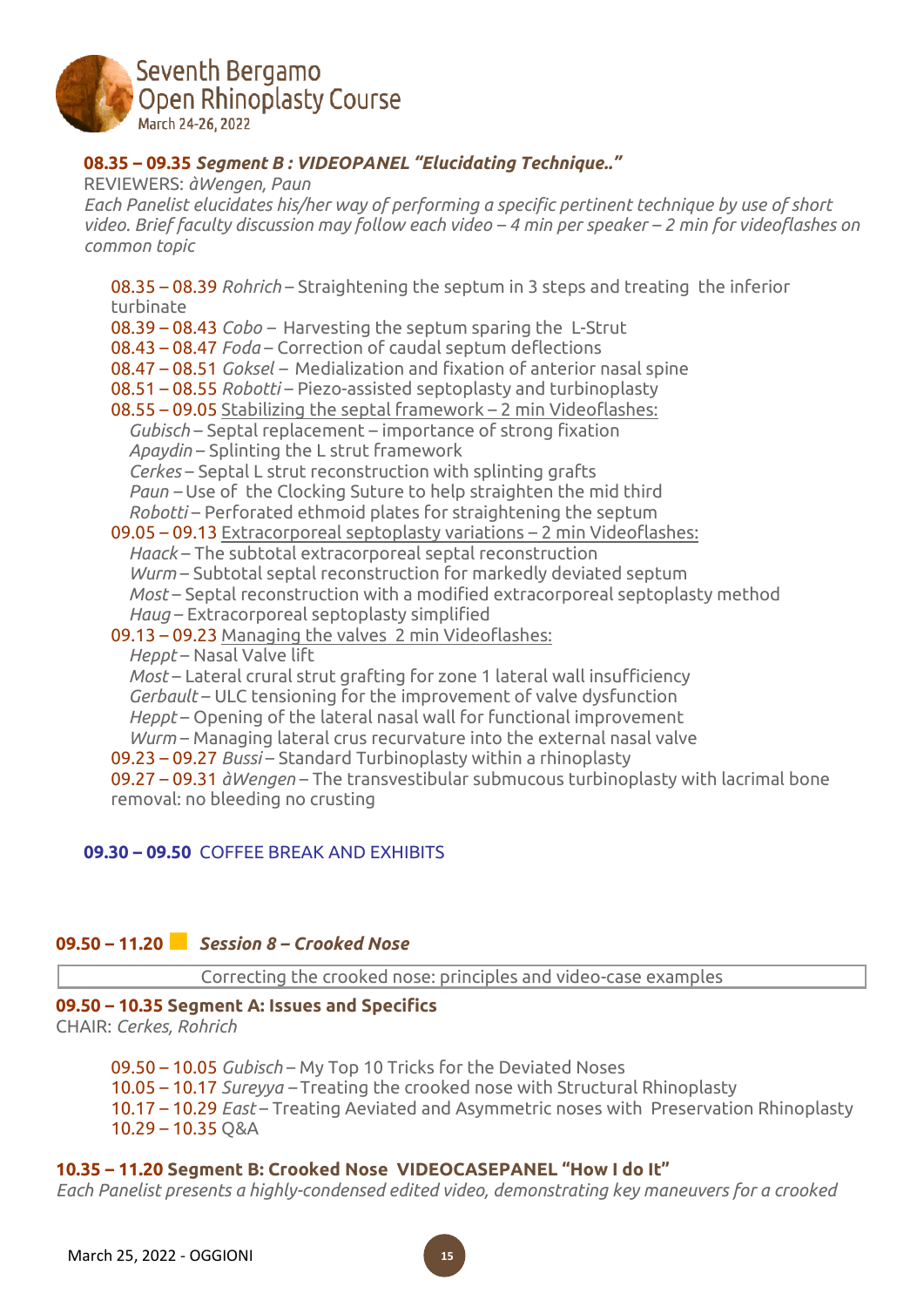**08.35 – 09.35 *Segment B : VIDEOPANEL "Elucidating Technique.."***
REVIEWERS: *àWengen, Paun*
*Each Panelist elucidates his/her way of performing a specific pertinent technique by use of short video. Brief faculty discussion may follow each video – 4 min per speaker – 2 min for videoflashes on common topic*

08.35 – 08.39 *Rohrich* – Straightening the septum in 3 steps and treating the inferior turbinate
08.39 – 08.43 *Cobo* – Harvesting the septum sparing the L-Strut
08.43 – 08.47 *Foda* – Correction of caudal septum deflections
08.47 – 08.51 *Goksel* – Medialization and fixation of anterior nasal spine
08.51 – 08.55 *Robotti* – Piezo-assisted septoplasty and turbinoplasty
08.55 – 09.05 Stabilizing the septal framework – 2 min Videoflashes:
*Gubisch* – Septal replacement – importance of strong fixation
*Apaydin* – Splinting the L strut framework
*Cerkes* – Septal L strut reconstruction with splinting grafts
*Paun* – Use of the Clocking Suture to help straighten the mid third
*Robotti* – Perforated ethmoid plates for straightening the septum
09.05 – 09.13 Extracorporeal septoplasty variations – 2 min Videoflashes:
*Haack* – The subtotal extracorporeal septal reconstruction
*Wurm* – Subtotal septal reconstruction for markedly deviated septum
*Most* – Septal reconstruction with a modified extracorporeal septoplasty method
*Haug* – Extracorporeal septoplasty simplified
09.13 – 09.23 Managing the valves 2 min Videoflashes:
*Heppt* – Nasal Valve lift
*Most* – Lateral crural strut grafting for zone 1 lateral wall insufficiency
*Gerbault* – ULC tensioning for the improvement of valve dysfunction
*Heppt* – Opening of the lateral nasal wall for functional improvement
*Wurm* – Managing lateral crus recurvature into the external nasal valve
09.23 – 09.27 *Bussi* – Standard Turbinoplasty within a rhinoplasty
09.27 – 09.31 *àWengen* – The transvestibular submucous turbinoplasty with lacrimal bone removal: no bleeding no crusting

**09.30 – 09.50** COFFEE BREAK AND EXHIBITS

## 09.50 – 11.20 *Session 8 – Crooked Nose*

Correcting the crooked nose: principles and video-case examples

**09.50 – 10.35 Segment A: Issues and Specifics**
CHAIR: *Cerkes, Rohrich*

09.50 – 10.05 *Gubisch* – My Top 10 Tricks for the Deviated Noses
10.05 – 10.17 *Sureyya* – Treating the crooked nose with Structural Rhinoplasty
10.17 – 10.29 *East* – Treating Aviated and Asymmetric noses with Preservation Rhinoplasty
10.29 – 10.35 Q&A

**10.35 – 11.20 Segment B: Crooked Nose VIDEOCASEPANEL "How I do It"**
*Each Panelist presents a highly-condensed edited video, demonstrating key maneuvers for a crooked*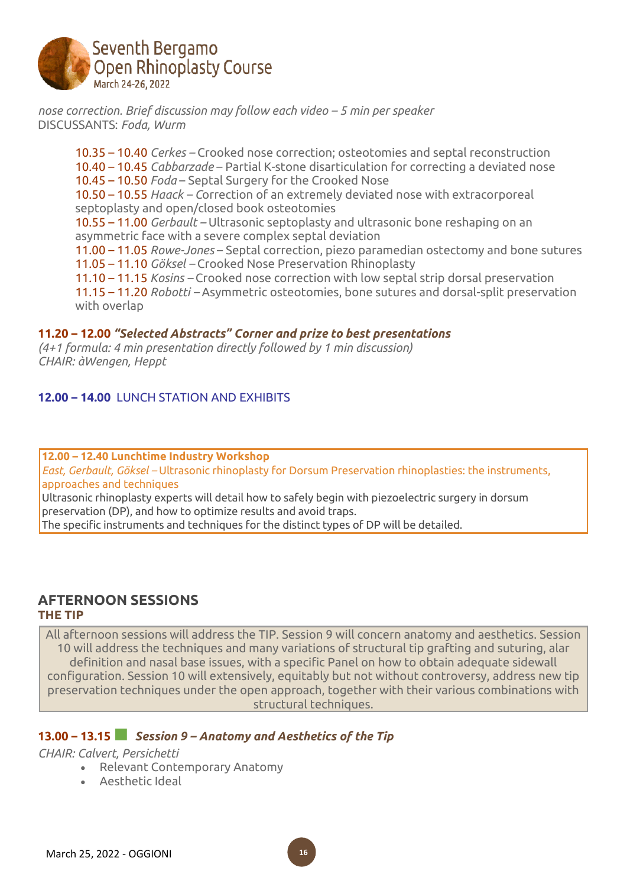*nose correction. Brief discussion may follow each video – 5 min per speaker*
DISCUSSANTS: *Foda, Wurm*

- 10.35 – 10.40 *Cerkes* – Crooked nose correction; osteotomies and septal reconstruction
- 10.40 – 10.45 *Cabbarzade* – Partial K-stone disarticulation for correcting a deviated nose
- 10.45 – 10.50 *Foda* – Septal Surgery for the Crooked Nose
- 10.50 – 10.55 *Haack* – Correction of an extremely deviated nose with extracorporeal septoplasty and open/closed book osteotomies
- 10.55 – 11.00 *Gerbault* – Ultrasonic septoplasty and ultrasonic bone reshaping on an asymmetric face with a severe complex septal deviation
- 11.00 – 11.05 *Rowe-Jones* – Septal correction, piezo paramedian ostectomy and bone sutures
- 11.05 – 11.10 *Göksel* – Crooked Nose Preservation Rhinoplasty
- 11.10 – 11.15 *Kosins* – Crooked nose correction with low septal strip dorsal preservation
- 11.15 – 11.20 *Robotti* – Asymmetric osteotomies, bone sutures and dorsal-split preservation with overlap

**11.20 – 12.00** ***"Selected Abstracts" Corner and prize to best presentations***
*(4+1 formula: 4 min presentation directly followed by 1 min discussion)*
*CHAIR: àWengen, Heppt*

**12.00 – 14.00** LUNCH STATION AND EXHIBITS

**12.00 – 12.40 Lunchtime Industry Workshop**
*East, Gerbault, Göksel* – Ultrasonic rhinoplasty for Dorsum Preservation rhinoplasties: the instruments, approaches and techniques
Ultrasonic rhinoplasty experts will detail how to safely begin with piezoelectric surgery in dorsum preservation (DP), and how to optimize results and avoid traps.
The specific instruments and techniques for the distinct types of DP will be detailed.

## AFTERNOON SESSIONS
### THE TIP

All afternoon sessions will address the TIP. Session 9 will concern anatomy and aesthetics. Session 10 will address the techniques and many variations of structural tip grafting and suturing, alar definition and nasal base issues, with a specific Panel on how to obtain adequate sidewall configuration. Session 10 will extensively, equitably but not without controversy, address new tip preservation techniques under the open approach, together with their various combinations with structural techniques.

**13.00 – 13.15** ***Session 9 – Anatomy and Aesthetics of the Tip***
*CHAIR: Calvert, Persichetti*

- Relevant Contemporary Anatomy
- Aesthetic Ideal

March 25, 2022 - OGGIONI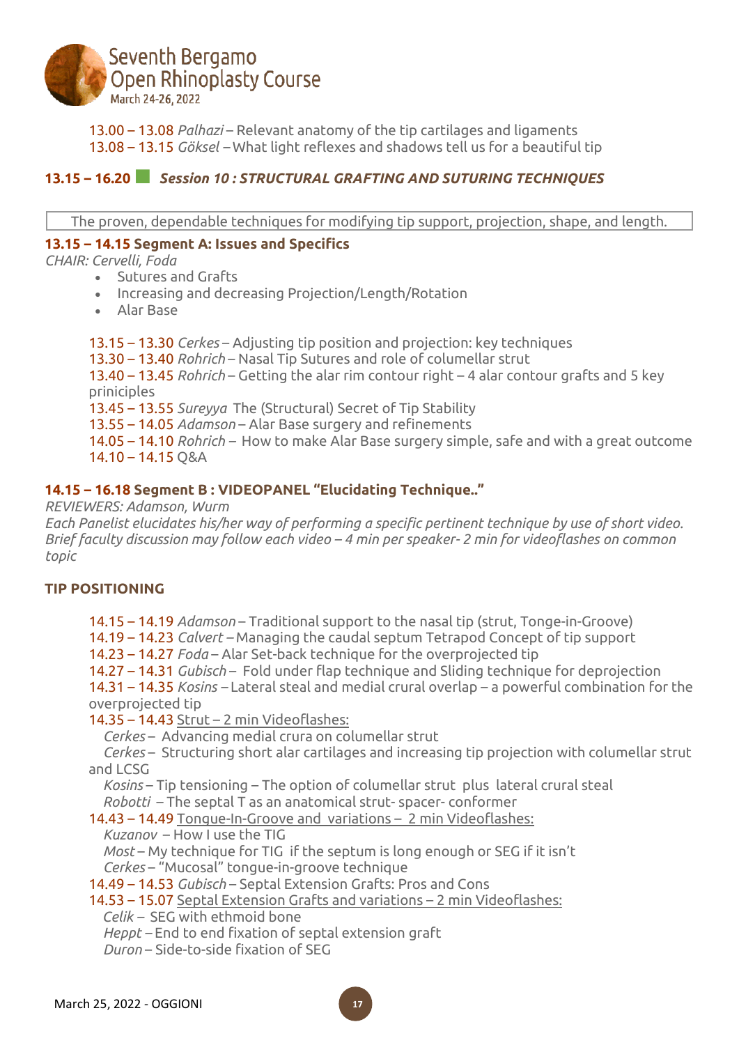13.00 – 13.08 *Palhazi* – Relevant anatomy of the tip cartilages and ligaments
13.08 – 13.15 *Göksel* – What light reflexes and shadows tell us for a beautiful tip

## 13.15 – 16.20 *Session 10 : STRUCTURAL GRAFTING AND SUTURING TECHNIQUES*

The proven, dependable techniques for modifying tip support, projection, shape, and length.

### 13.15 – 14.15 Segment A: Issues and Specifics

*CHAIR: Cervelli, Foda*

- Sutures and Grafts
- Increasing and decreasing Projection/Length/Rotation
- Alar Base

13.15 – 13.30 *Cerkes* – Adjusting tip position and projection: key techniques
13.30 – 13.40 *Rohrich* – Nasal Tip Sutures and role of columellar strut
13.40 – 13.45 *Rohrich* – Getting the alar rim contour right – 4 alar contour grafts and 5 key priniciples
13.45 – 13.55 *Sureyya* The (Structural) Secret of Tip Stability
13.55 – 14.05 *Adamson* – Alar Base surgery and refinements
14.05 – 14.10 *Rohrich* – How to make Alar Base surgery simple, safe and with a great outcome
14.10 – 14.15 Q&A

### 14.15 – 16.18 Segment B : VIDEOPANEL "Elucidating Technique.."

*REVIEWERS: Adamson, Wurm*
*Each Panelist elucidates his/her way of performing a specific pertinent technique by use of short video. Brief faculty discussion may follow each video – 4 min per speaker- 2 min for videoflashes on common topic*

**TIP POSITIONING**

14.15 – 14.19 *Adamson* – Traditional support to the nasal tip (strut, Tonge-in-Groove)
14.19 – 14.23 *Calvert* – Managing the caudal septum Tetrapod Concept of tip support
14.23 – 14.27 *Foda* – Alar Set-back technique for the overprojected tip
14.27 – 14.31 *Gubisch* – Fold under flap technique and Sliding technique for deprojection
14.31 – 14.35 *Kosins* – Lateral steal and medial crural overlap – a powerful combination for the overprojected tip
14.35 – 14.43 Strut – 2 min Videoflashes:
*Cerkes* – Advancing medial crura on columellar strut
*Cerkes* – Structuring short alar cartilages and increasing tip projection with columellar strut and LCSG
*Kosins* – Tip tensioning – The option of columellar strut plus lateral crural steal
*Robotti* – The septal T as an anatomical strut- spacer- conformer
14.43 – 14.49 Tongue-In-Groove and variations – 2 min Videoflashes:
*Kuzanov* – How I use the TIG
*Most* – My technique for TIG if the septum is long enough or SEG if it isn't
*Cerkes* – "Mucosal" tongue-in-groove technique
14.49 – 14.53 *Gubisch* – Septal Extension Grafts: Pros and Cons
14.53 – 15.07 Septal Extension Grafts and variations – 2 min Videoflashes:
*Celik* – SEG with ethmoid bone
*Heppt* – End to end fixation of septal extension graft
*Duron* – Side-to-side fixation of SEG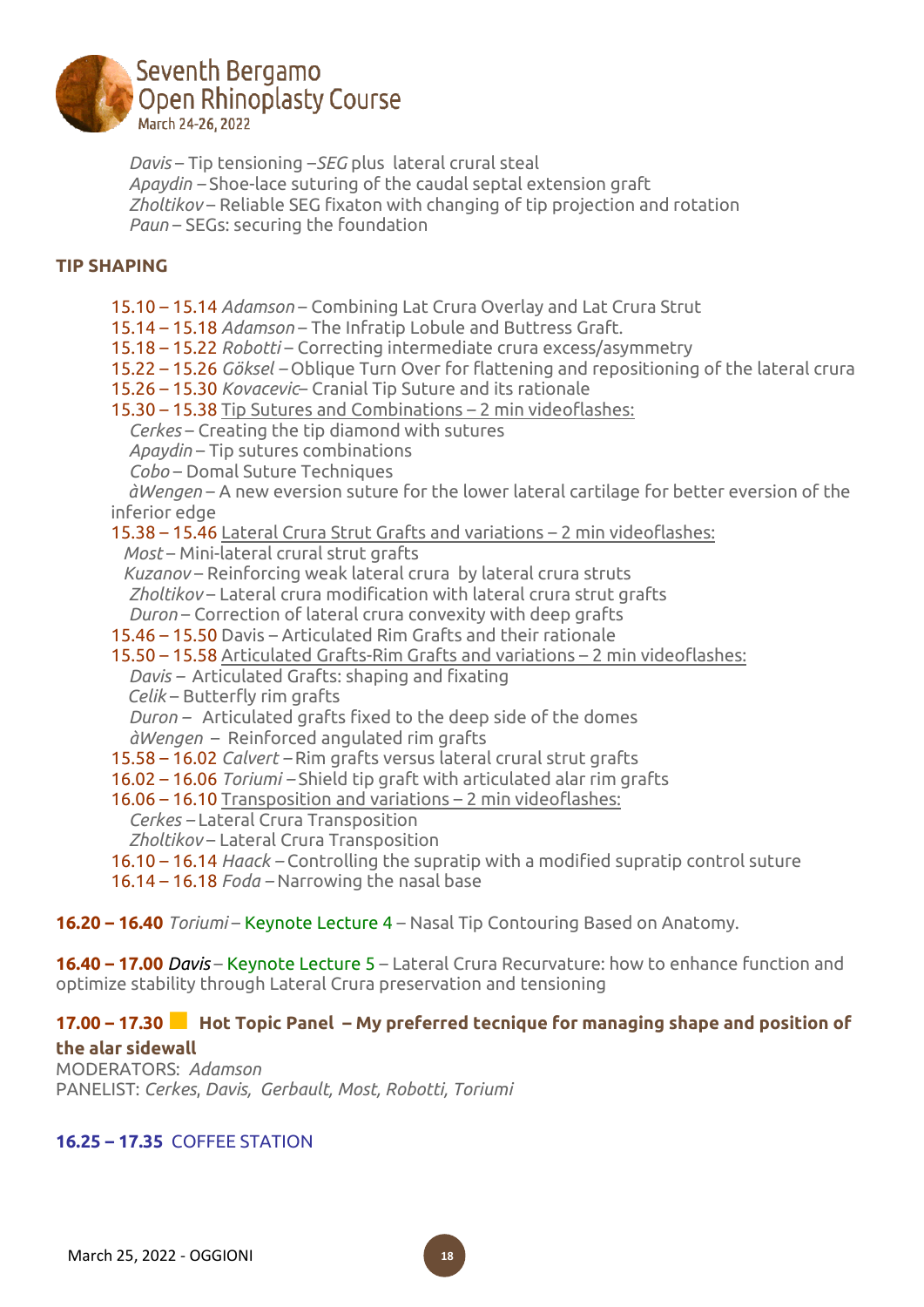*Davis* – Tip tensioning –*SEG* plus lateral crural steal
*Apaydin* – Shoe-lace suturing of the caudal septal extension graft
*Zholtikov* – Reliable SEG fixaton with changing of tip projection and rotation
*Paun* – SEGs: securing the foundation

**TIP SHAPING**

15.10 – 15.14 *Adamson* – Combining Lat Crura Overlay and Lat Crura Strut
15.14 – 15.18 *Adamson* – The Infratip Lobule and Buttress Graft.
15.18 – 15.22 *Robotti* – Correcting intermediate crura excess/asymmetry
15.22 – 15.26 *Göksel* – Oblique Turn Over for flattening and repositioning of the lateral crura
15.26 – 15.30 *Kovacevic*– Cranial Tip Suture and its rationale
15.30 – 15.38 Tip Sutures and Combinations – 2 min videoflashes:
*Cerkes* – Creating the tip diamond with sutures
*Apaydin* – Tip sutures combinations
*Cobo* – Domal Suture Techniques
*àWengen* – A new eversion suture for the lower lateral cartilage for better eversion of the inferior edge
15.38 – 15.46 Lateral Crura Strut Grafts and variations – 2 min videoflashes:
*Most* – Mini-lateral crural strut grafts
*Kuzanov* – Reinforcing weak lateral crura by lateral crura struts
*Zholtikov* – Lateral crura modification with lateral crura strut grafts
*Duron* – Correction of lateral crura convexity with deep grafts
15.46 – 15.50 Davis – Articulated Rim Grafts and their rationale
15.50 – 15.58 Articulated Grafts-Rim Grafts and variations – 2 min videoflashes:
*Davis* – Articulated Grafts: shaping and fixating
*Celik* – Butterfly rim grafts
*Duron* – Articulated grafts fixed to the deep side of the domes
*àWengen* – Reinforced angulated rim grafts
15.58 – 16.02 *Calvert* – Rim grafts versus lateral crural strut grafts
16.02 – 16.06 *Toriumi* – Shield tip graft with articulated alar rim grafts
16.06 – 16.10 Transposition and variations – 2 min videoflashes:
*Cerkes* – Lateral Crura Transposition
*Zholtikov* – Lateral Crura Transposition
16.10 – 16.14 *Haack* – Controlling the supratip with a modified supratip control suture
16.14 – 16.18 *Foda* – Narrowing the nasal base

**16.20 – 16.40** *Toriumi* – Keynote Lecture 4 – Nasal Tip Contouring Based on Anatomy.

**16.40 – 17.00** *Davis* – Keynote Lecture 5 – Lateral Crura Recurvature: how to enhance function and optimize stability through Lateral Crura preservation and tensioning

**17.00 – 17.30 Hot Topic Panel – My preferred tecnique for managing shape and position of the alar sidewall**
MODERATORS: *Adamson*
PANELIST: *Cerkes, Davis, Gerbault, Most, Robotti, Toriumi*

**16.25 – 17.35** COFFEE STATION

March 25, 2022 - OGGIONI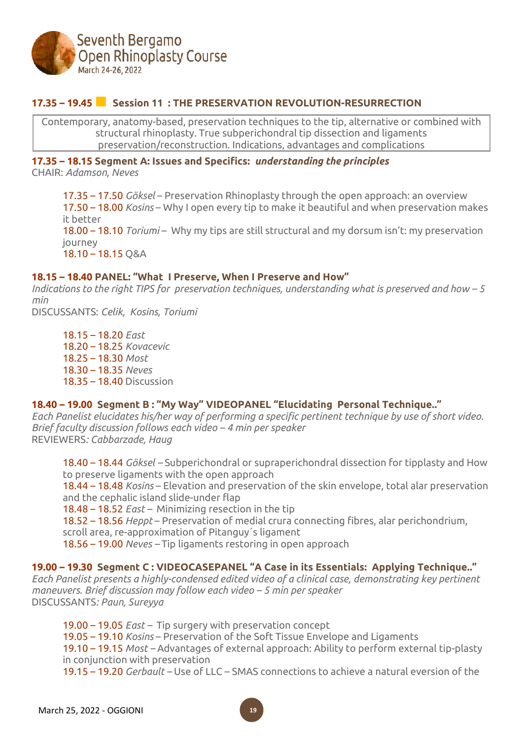## 17.35 – 19.45 Session 11 : THE PRESERVATION REVOLUTION-RESURRECTION

Contemporary, anatomy-based, preservation techniques to the tip, alternative or combined with structural rhinoplasty. True subperichondral tip dissection and ligaments preservation/reconstruction. Indications, advantages and complications

### 17.35 – 18.15 Segment A: Issues and Specifics: *understanding the principles*

CHAIR: *Adamson, Neves*

17.35 – 17.50 *Göksel* – Preservation Rhinoplasty through the open approach: an overview
17.50 – 18.00 *Kosins* – Why I open every tip to make it beautiful and when preservation makes it better
18.00 – 18.10 *Toriumi* – Why my tips are still structural and my dorsum isn't: my preservation journey
18.10 – 18.15 Q&A

### 18.15 – 18.40 PANEL: "What I Preserve, When I Preserve and How"

*Indications to the right TIPS for preservation techniques, understanding what is preserved and how – 5 min*
DISCUSSANTS: *Celik, Kosins, Toriumi*

18.15 – 18.20 *East*
18.20 – 18.25 *Kovacevic*
18.25 – 18.30 *Most*
18.30 – 18.35 *Neves*
18.35 – 18.40 Discussion

### 18.40 – 19.00 Segment B : "My Way" VIDEOPANEL "Elucidating Personal Technique.."

*Each Panelist elucidates his/her way of performing a specific pertinent technique by use of short video. Brief faculty discussion follows each video – 4 min per speaker*
REVIEWERS*: Cabbarzade, Haug*

18.40 – 18.44 *Göksel* – Subperichondral or supraperichondral dissection for tipplasty and How to preserve ligaments with the open approach
18.44 – 18.48 *Kosins* – Elevation and preservation of the skin envelope, total alar preservation and the cephalic island slide-under flap
18.48 – 18.52 *East* – Minimizing resection in the tip
18.52 – 18.56 *Heppt* – Preservation of medial crura connecting fibres, alar perichondrium, scroll area, re-approximation of Pitanguy´s ligament
18.56 – 19.00 *Neves* – Tip ligaments restoring in open approach

### 19.00 – 19.30 Segment C : VIDEOCASEPANEL "A Case in its Essentials: Applying Technique.."

*Each Panelist presents a highly-condensed edited video of a clinical case, demonstrating key pertinent maneuvers. Brief discussion may follow each video – 5 min per speaker*
DISCUSSANTS*: Paun, Sureyya*

19.00 – 19.05 *East* – Tip surgery with preservation concept
19.05 – 19.10 *Kosins* – Preservation of the Soft Tissue Envelope and Ligaments
19.10 – 19.15 *Most* – Advantages of external approach: Ability to perform external tip-plasty in conjunction with preservation
19.15 – 19.20 *Gerbault* – Use of LLC – SMAS connections to achieve a natural eversion of the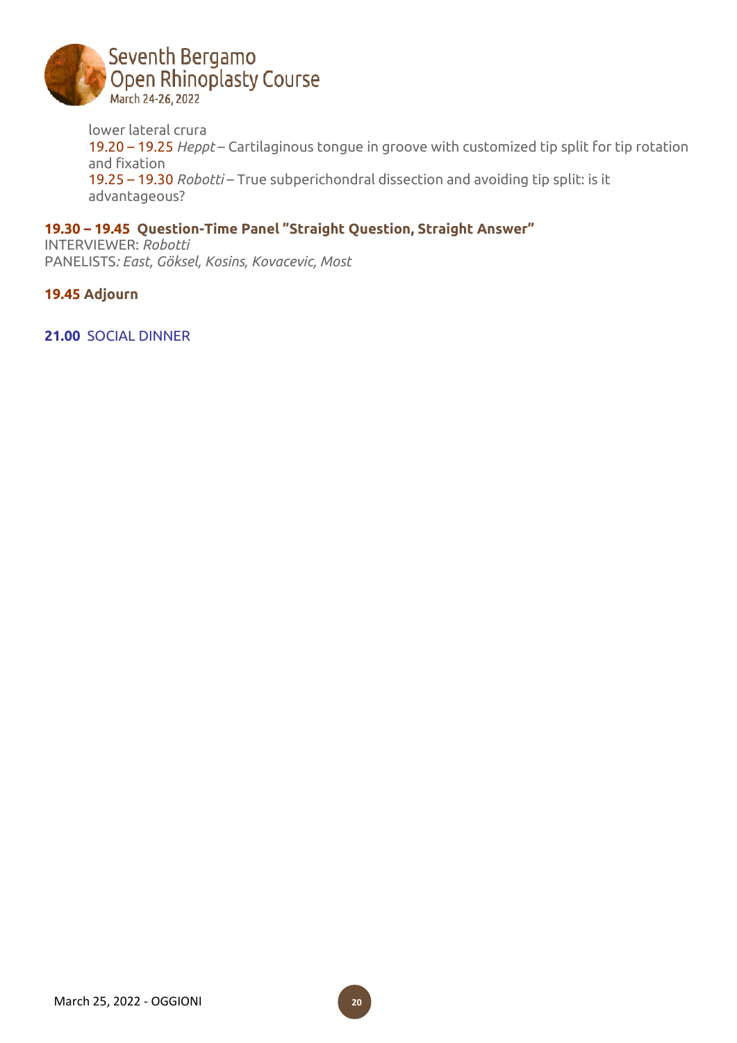lower lateral crura

19.20 – 19.25 *Heppt* – Cartilaginous tongue in groove with customized tip split for tip rotation and fixation

19.25 – 19.30 *Robotti* – True subperichondral dissection and avoiding tip split: is it advantageous?

**19.30 – 19.45 Question-Time Panel "Straight Question, Straight Answer"**

INTERVIEWER: *Robotti*

PANELISTS*: East, Göksel, Kosins, Kovacevic, Most*

**19.45 Adjourn**

**21.00** SOCIAL DINNER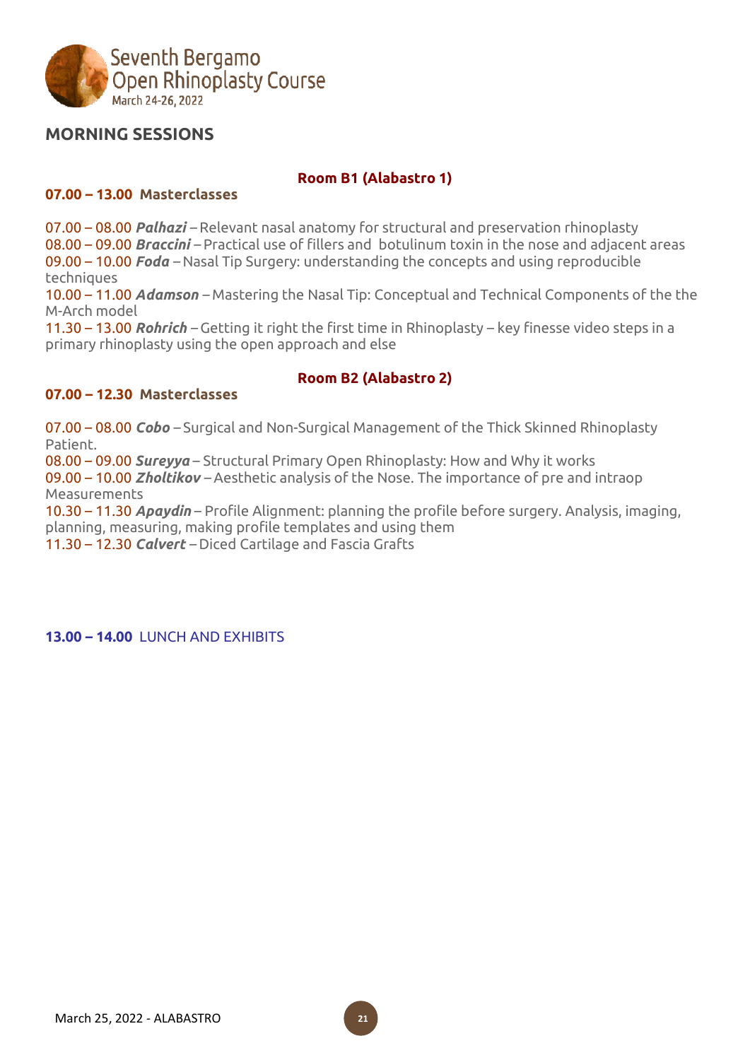# MORNING SESSIONS

## Room B1 (Alabastro 1)

**07.00 – 13.00 Masterclasses**

07.00 – 08.00 ***Palhazi*** – Relevant nasal anatomy for structural and preservation rhinoplasty
08.00 – 09.00 ***Braccini*** – Practical use of fillers and botulinum toxin in the nose and adjacent areas
09.00 – 10.00 ***Foda*** – Nasal Tip Surgery: understanding the concepts and using reproducible techniques
10.00 – 11.00 ***Adamson*** – Mastering the Nasal Tip: Conceptual and Technical Components of the the M-Arch model
11.30 – 13.00 ***Rohrich*** – Getting it right the first time in Rhinoplasty – key finesse video steps in a primary rhinoplasty using the open approach and else

## Room B2 (Alabastro 2)

**07.00 – 12.30 Masterclasses**

07.00 – 08.00 ***Cobo*** – Surgical and Non-Surgical Management of the Thick Skinned Rhinoplasty Patient.
08.00 – 09.00 ***Sureyya*** – Structural Primary Open Rhinoplasty: How and Why it works
09.00 – 10.00 ***Zholtikov*** – Aesthetic analysis of the Nose. The importance of pre and intraop Measurements
10.30 – 11.30 ***Apaydin*** – Profile Alignment: planning the profile before surgery. Analysis, imaging, planning, measuring, making profile templates and using them
11.30 – 12.30 ***Calvert*** – Diced Cartilage and Fascia Grafts

**13.00 – 14.00** LUNCH AND EXHIBITS

March 25, 2022 - ALABASTRO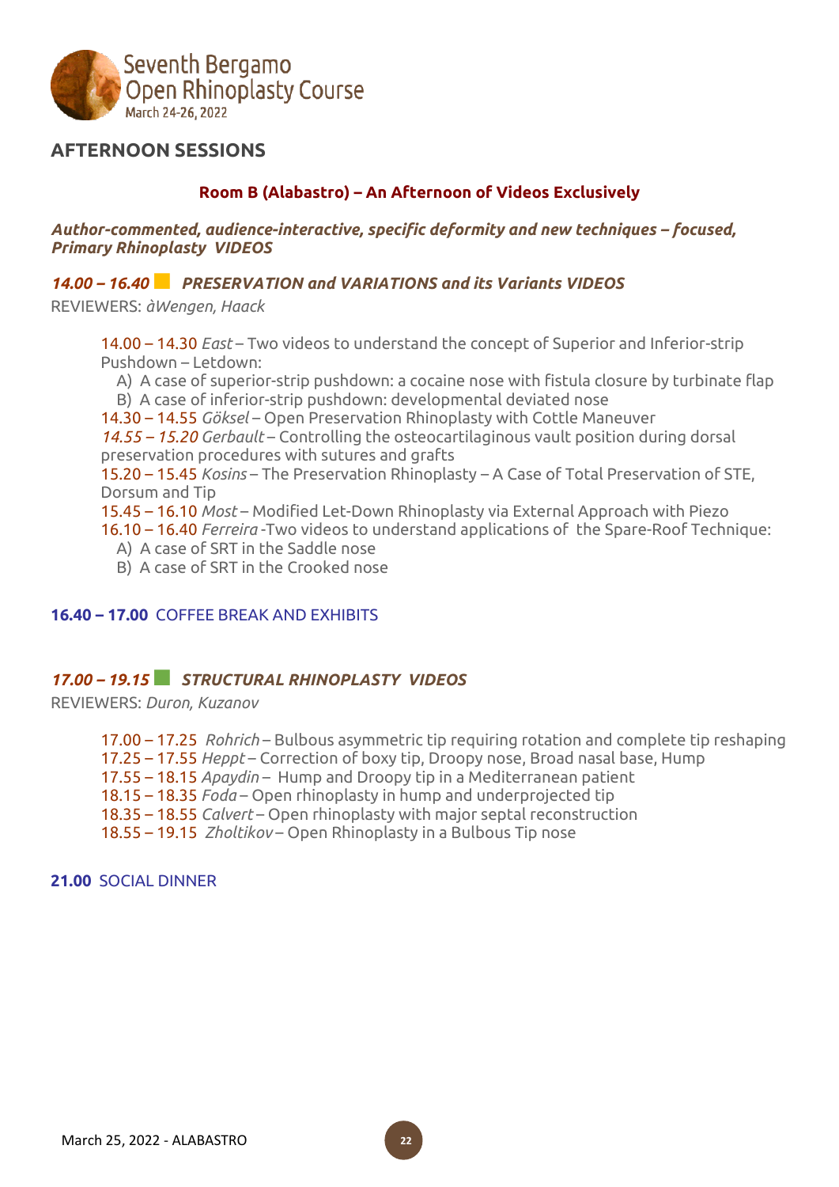## AFTERNOON SESSIONS

### Room B (Alabastro) – An Afternoon of Videos Exclusively

***Author-commented, audience-interactive, specific deformity and new techniques – focused, Primary Rhinoplasty VIDEOS***

***14.00 – 16.40 PRESERVATION and VARIATIONS and its Variants VIDEOS***

REVIEWERS: *àWengen, Haack*

14.00 – 14.30 *East* – Two videos to understand the concept of Superior and Inferior-strip Pushdown – Letdown:
- A) A case of superior-strip pushdown: a cocaine nose with fistula closure by turbinate flap
- B) A case of inferior-strip pushdown: developmental deviated nose

14.30 – 14.55 *Göksel* – Open Preservation Rhinoplasty with Cottle Maneuver
*14.55 – 15.20 Gerbault* – Controlling the osteocartilaginous vault position during dorsal preservation procedures with sutures and grafts
15.20 – 15.45 *Kosins* – The Preservation Rhinoplasty – A Case of Total Preservation of STE, Dorsum and Tip
15.45 – 16.10 *Most* – Modified Let-Down Rhinoplasty via External Approach with Piezo
16.10 – 16.40 *Ferreira* -Two videos to understand applications of the Spare-Roof Technique:
- A) A case of SRT in the Saddle nose
- B) A case of SRT in the Crooked nose

**16.40 – 17.00** COFFEE BREAK AND EXHIBITS

***17.00 – 19.15 STRUCTURAL RHINOPLASTY VIDEOS***

REVIEWERS: *Duron, Kuzanov*

17.00 – 17.25 *Rohrich* – Bulbous asymmetric tip requiring rotation and complete tip reshaping
17.25 – 17.55 *Heppt* – Correction of boxy tip, Droopy nose, Broad nasal base, Hump
17.55 – 18.15 *Apaydin* – Hump and Droopy tip in a Mediterranean patient
18.15 – 18.35 *Foda* – Open rhinoplasty in hump and underprojected tip
18.35 – 18.55 *Calvert* – Open rhinoplasty with major septal reconstruction
18.55 – 19.15 *Zholtikov* – Open Rhinoplasty in a Bulbous Tip nose

**21.00** SOCIAL DINNER

March 25, 2022 - ALABASTRO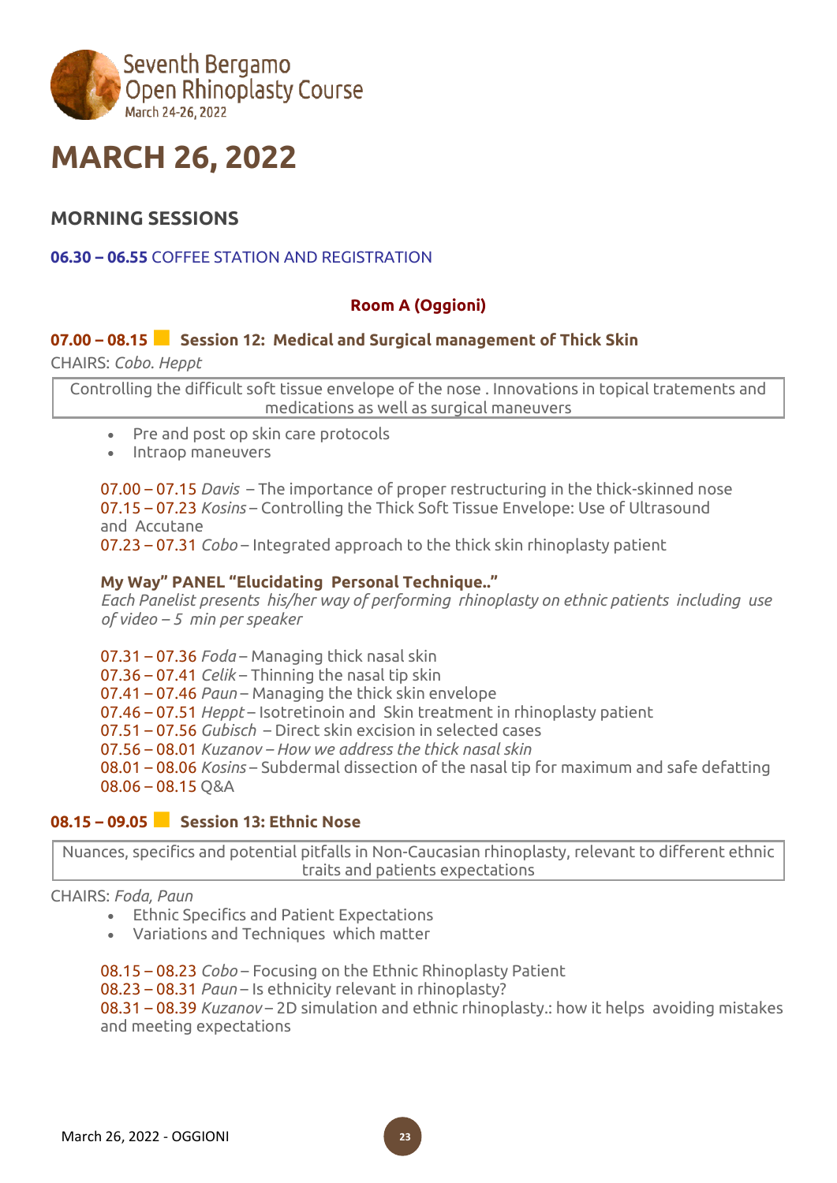Seventh Bergamo Open Rhinoplasty Course
March 24-26, 2022

# MARCH 26, 2022

## MORNING SESSIONS

**06.30 – 06.55** COFFEE STATION AND REGISTRATION

### Room A (Oggioni)

### 07.00 – 08.15 Session 12: Medical and Surgical management of Thick Skin

CHAIRS: *Cobo. Heppt*

Controlling the difficult soft tissue envelope of the nose . Innovations in topical tratements and medications as well as surgical maneuvers

- Pre and post op skin care protocols
- Intraop maneuvers

07.00 – 07.15 *Davis* – The importance of proper restructuring in the thick-skinned nose
07.15 – 07.23 *Kosins* – Controlling the Thick Soft Tissue Envelope: Use of Ultrasound and Accutane
07.23 – 07.31 *Cobo* – Integrated approach to the thick skin rhinoplasty patient

**My Way" PANEL "Elucidating Personal Technique.."**
*Each Panelist presents his/her way of performing rhinoplasty on ethnic patients including use of video – 5 min per speaker*

07.31 – 07.36 *Foda* – Managing thick nasal skin
07.36 – 07.41 *Celik* – Thinning the nasal tip skin
07.41 – 07.46 *Paun* – Managing the thick skin envelope
07.46 – 07.51 *Heppt* – Isotretinoin and Skin treatment in rhinoplasty patient
07.51 – 07.56 *Gubisch* – Direct skin excision in selected cases
07.56 – 08.01 *Kuzanov – How we address the thick nasal skin*
08.01 – 08.06 *Kosins* – Subdermal dissection of the nasal tip for maximum and safe defatting
08.06 – 08.15 Q&A

### 08.15 – 09.05 Session 13: Ethnic Nose

Nuances, specifics and potential pitfalls in Non-Caucasian rhinoplasty, relevant to different ethnic traits and patients expectations

CHAIRS: *Foda, Paun*

- Ethnic Specifics and Patient Expectations
- Variations and Techniques which matter

08.15 – 08.23 *Cobo* – Focusing on the Ethnic Rhinoplasty Patient
08.23 – 08.31 *Paun* – Is ethnicity relevant in rhinoplasty?
08.31 – 08.39 *Kuzanov* – 2D simulation and ethnic rhinoplasty.: how it helps avoiding mistakes and meeting expectations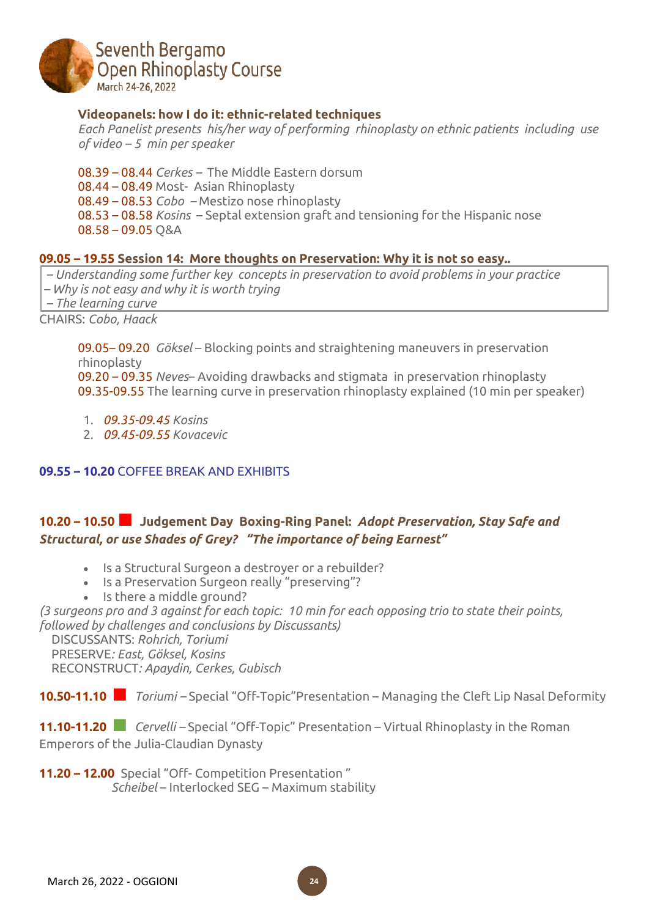**Videopanels: how I do it: ethnic-related techniques**

*Each Panelist presents his/her way of performing rhinoplasty on ethnic patients including use of video – 5 min per speaker*

08.39 – 08.44 *Cerkes* – The Middle Eastern dorsum
08.44 – 08.49 Most- Asian Rhinoplasty
08.49 – 08.53 *Cobo* – Mestizo nose rhinoplasty
08.53 – 08.58 *Kosins* – Septal extension graft and tensioning for the Hispanic nose
08.58 – 09.05 Q&A

**09.05 – 19.55 Session 14: More thoughts on Preservation: Why it is not so easy..**

*– Understanding some further key concepts in preservation to avoid problems in your practice*
*– Why is not easy and why it is worth trying*
*– The learning curve*

CHAIRS: *Cobo, Haack*

09.05– 09.20 *Göksel* – Blocking points and straightening maneuvers in preservation rhinoplasty
09.20 – 09.35 *Neves*– Avoiding drawbacks and stigmata in preservation rhinoplasty
09.35-09.55 The learning curve in preservation rhinoplasty explained (10 min per speaker)

1. *09.35-09.45 Kosins*
2. *09.45-09.55 Kovacevic*

**09.55 – 10.20** COFFEE BREAK AND EXHIBITS

**10.20 – 10.50 Judgement Day Boxing-Ring Panel: *Adopt Preservation, Stay Safe and Structural, or use Shades of Grey? "The importance of being Earnest"***

- Is a Structural Surgeon a destroyer or a rebuilder?
- Is a Preservation Surgeon really "preserving"?
- Is there a middle ground?

*(3 surgeons pro and 3 against for each topic: 10 min for each opposing trio to state their points, followed by challenges and conclusions by Discussants)*

DISCUSSANTS: *Rohrich, Toriumi*
PRESERVE*: East, Göksel, Kosins*
RECONSTRUCT*: Apaydin, Cerkes, Gubisch*

**10.50-11.10** *Toriumi* – Special "Off-Topic"Presentation – Managing the Cleft Lip Nasal Deformity

**11.10-11.20** *Cervelli* – Special "Off-Topic" Presentation – Virtual Rhinoplasty in the Roman Emperors of the Julia-Claudian Dynasty

**11.20 – 12.00** Special "Off- Competition Presentation "
*Scheibel* – Interlocked SEG – Maximum stability

March 26, 2022 - OGGIONI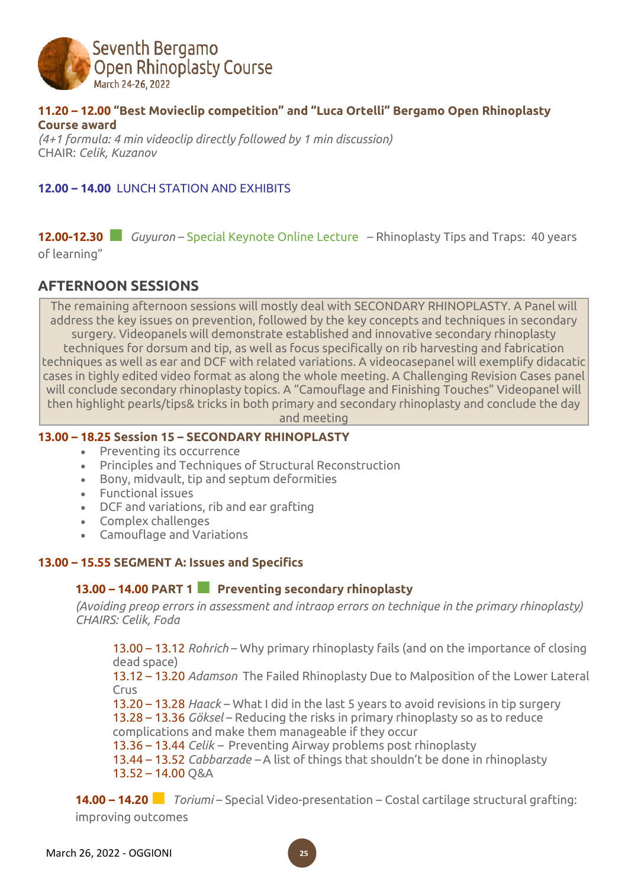**11.20 – 12.00 "Best Movieclip competition" and "Luca Ortelli" Bergamo Open Rhinoplasty Course award**
*(4+1 formula: 4 min videoclip directly followed by 1 min discussion)*
CHAIR: *Celik, Kuzanov*

**12.00 – 14.00** LUNCH STATION AND EXHIBITS

**12.00-12.30** *Guyuron* – Special Keynote Online Lecture – Rhinoplasty Tips and Traps: 40 years of learning"

## AFTERNOON SESSIONS

The remaining afternoon sessions will mostly deal with SECONDARY RHINOPLASTY. A Panel will address the key issues on prevention, followed by the key concepts and techniques in secondary surgery. Videopanels will demonstrate established and innovative secondary rhinoplasty techniques for dorsum and tip, as well as focus specifically on rib harvesting and fabrication techniques as well as ear and DCF with related variations. A videocasepanel will exemplify didacatic cases in tighly edited video format as along the whole meeting. A Challenging Revision Cases panel will conclude secondary rhinoplasty topics. A "Camouflage and Finishing Touches" Videopanel will then highlight pearls/tips& tricks in both primary and secondary rhinoplasty and conclude the day and meeting

**13.00 – 18.25 Session 15 – SECONDARY RHINOPLASTY**

- Preventing its occurrence
- Principles and Techniques of Structural Reconstruction
- Bony, midvault, tip and septum deformities
- Functional issues
- DCF and variations, rib and ear grafting
- Complex challenges
- Camouflage and Variations

**13.00 – 15.55 SEGMENT A: Issues and Specifics**

**13.00 – 14.00 PART 1 Preventing secondary rhinoplasty**
*(Avoiding preop errors in assessment and intraop errors on technique in the primary rhinoplasty)*
*CHAIRS: Celik, Foda*

13.00 – 13.12 *Rohrich* – Why primary rhinoplasty fails (and on the importance of closing dead space)
13.12 – 13.20 *Adamson* The Failed Rhinoplasty Due to Malposition of the Lower Lateral Crus
13.20 – 13.28 *Haack* – What I did in the last 5 years to avoid revisions in tip surgery
13.28 – 13.36 *Göksel* – Reducing the risks in primary rhinoplasty so as to reduce complications and make them manageable if they occur
13.36 – 13.44 *Celik* – Preventing Airway problems post rhinoplasty
13.44 – 13.52 *Cabbarzade* – A list of things that shouldn't be done in rhinoplasty
13.52 – 14.00 Q&A

**14.00 – 14.20** *Toriumi* – Special Video-presentation – Costal cartilage structural grafting: improving outcomes

March 26, 2022 - OGGIONI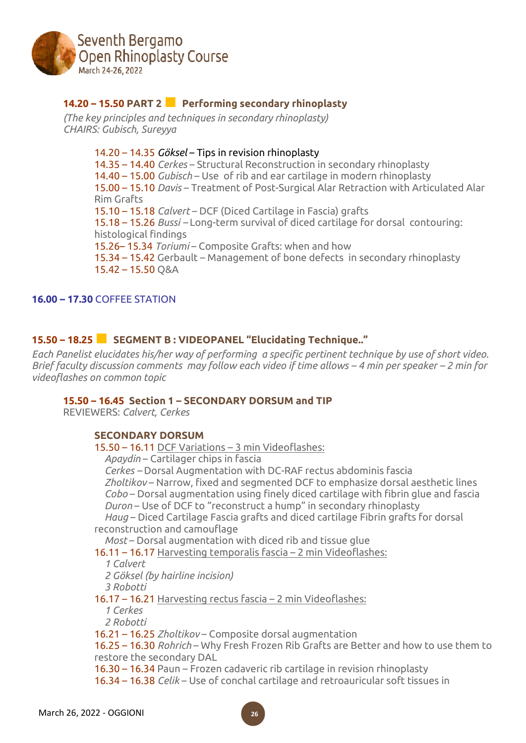## 14.20 – 15.50 PART 2 Performing secondary rhinoplasty

*(The key principles and techniques in secondary rhinoplasty)*
*CHAIRS: Gubisch, Sureyya*

14.20 – 14.35 *Göksel* – Tips in revision rhinoplasty
14.35 – 14.40 *Cerkes* – Structural Reconstruction in secondary rhinoplasty
14.40 – 15.00 *Gubisch* – Use of rib and ear cartilage in modern rhinoplasty
15.00 – 15.10 *Davis* – Treatment of Post-Surgical Alar Retraction with Articulated Alar Rim Grafts
15.10 – 15.18 *Calvert* – DCF (Diced Cartilage in Fascia) grafts
15.18 – 15.26 *Bussi* – Long-term survival of diced cartilage for dorsal contouring: histological findings
15.26– 15.34 *Toriumi* – Composite Grafts: when and how
15.34 – 15.42 Gerbault – Management of bone defects in secondary rhinoplasty
15.42 – 15.50 Q&A

**16.00 – 17.30** COFFEE STATION

## 15.50 – 18.25 SEGMENT B : VIDEOPANEL "Elucidating Technique.."

*Each Panelist elucidates his/her way of performing a specific pertinent technique by use of short video. Brief faculty discussion comments may follow each video if time allows – 4 min per speaker – 2 min for videoflashes on common topic*

### 15.50 – 16.45 Section 1 – SECONDARY DORSUM and TIP

REVIEWERS: *Calvert, Cerkes*

**SECONDARY DORSUM**

15.50 – 16.11 DCF Variations – 3 min Videoflashes:
*Apaydin* – Cartilager chips in fascia
*Cerkes* – Dorsal Augmentation with DC-RAF rectus abdominis fascia
*Zholtikov* – Narrow, fixed and segmented DCF to emphasize dorsal aesthetic lines
*Cobo* – Dorsal augmentation using finely diced cartilage with fibrin glue and fascia
*Duron* – Use of DCF to "reconstruct a hump" in secondary rhinoplasty
*Haug* – Diced Cartilage Fascia grafts and diced cartilage Fibrin grafts for dorsal reconstruction and camouflage
*Most* – Dorsal augmentation with diced rib and tissue glue

16.11 – 16.17 Harvesting temporalis fascia – 2 min Videoflashes:
*1 Calvert*
*2 Göksel (by hairline incision)*
*3 Robotti*

16.17 – 16.21 Harvesting rectus fascia – 2 min Videoflashes:
*1 Cerkes*
*2 Robotti*

16.21 – 16.25 *Zholtikov* – Composite dorsal augmentation
16.25 – 16.30 *Rohrich* – Why Fresh Frozen Rib Grafts are Better and how to use them to restore the secondary DAL
16.30 – 16.34 Paun – Frozen cadaveric rib cartilage in revision rhinoplasty
16.34 – 16.38 *Celik* – Use of conchal cartilage and retroauricular soft tissues in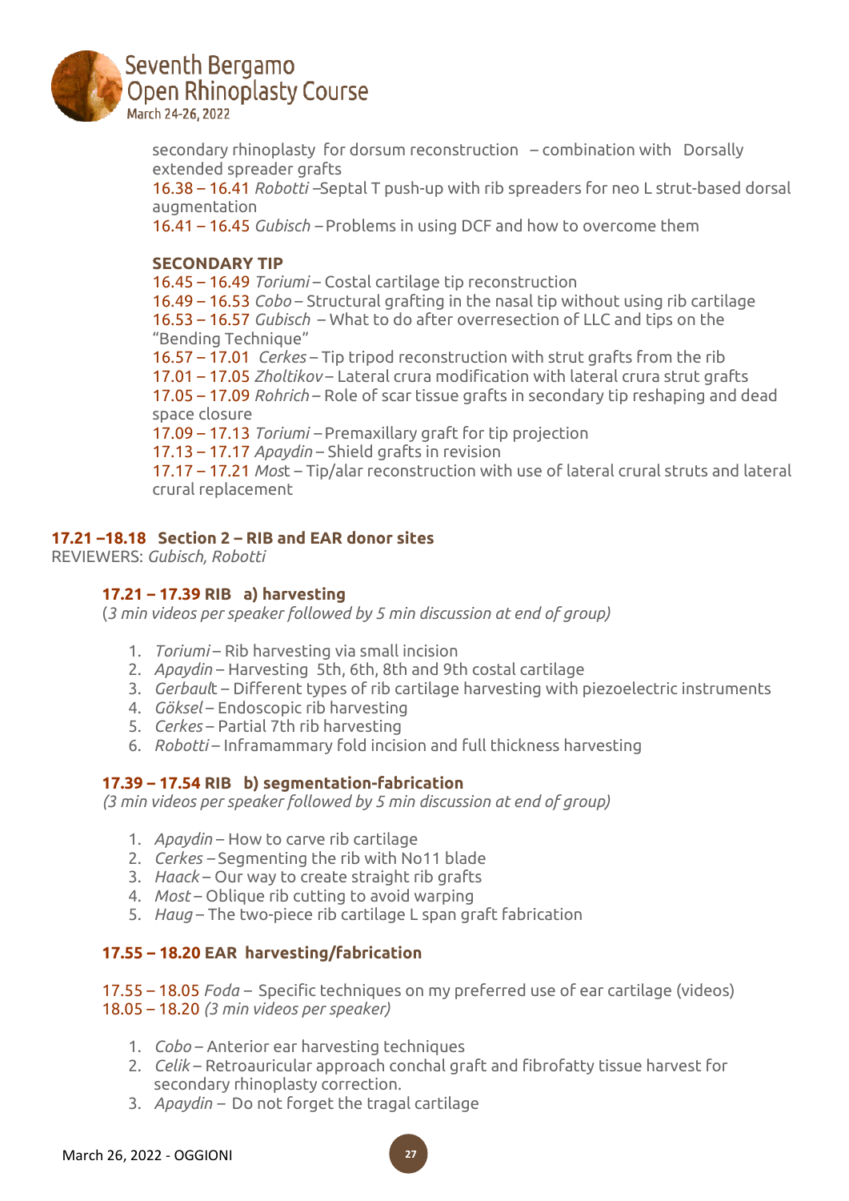secondary rhinoplasty for dorsum reconstruction – combination with Dorsally extended spreader grafts
16.38 – 16.41 *Robotti* –Septal T push-up with rib spreaders for neo L strut-based dorsal augmentation
16.41 – 16.45 *Gubisch* – Problems in using DCF and how to overcome them

**SECONDARY TIP**
16.45 – 16.49 *Toriumi* – Costal cartilage tip reconstruction
16.49 – 16.53 *Cobo* – Structural grafting in the nasal tip without using rib cartilage
16.53 – 16.57 *Gubisch* – What to do after overresection of LLC and tips on the "Bending Technique"
16.57 – 17.01 *Cerkes* – Tip tripod reconstruction with strut grafts from the rib
17.01 – 17.05 *Zholtikov* – Lateral crura modification with lateral crura strut grafts
17.05 – 17.09 *Rohrich* – Role of scar tissue grafts in secondary tip reshaping and dead space closure
17.09 – 17.13 *Toriumi* – Premaxillary graft for tip projection
17.13 – 17.17 *Apaydin* – Shield grafts in revision
17.17 – 17.21 *Most* – Tip/alar reconstruction with use of lateral crural struts and lateral crural replacement

## 17.21 –18.18 Section 2 – RIB and EAR donor sites

REVIEWERS: *Gubisch, Robotti*

### 17.21 – 17.39 RIB a) harvesting

(*3 min videos per speaker followed by 5 min discussion at end of group)*

1. *Toriumi* – Rib harvesting via small incision
2. *Apaydin* – Harvesting 5th, 6th, 8th and 9th costal cartilage
3. *Gerbault* – Different types of rib cartilage harvesting with piezoelectric instruments
4. *Göksel* – Endoscopic rib harvesting
5. *Cerkes* – Partial 7th rib harvesting
6. *Robotti* – Inframammary fold incision and full thickness harvesting

### 17.39 – 17.54 RIB b) segmentation-fabrication

*(3 min videos per speaker followed by 5 min discussion at end of group)*

1. *Apaydin* – How to carve rib cartilage
2. *Cerkes* – Segmenting the rib with No11 blade
3. *Haack* – Our way to create straight rib grafts
4. *Most* – Oblique rib cutting to avoid warping
5. *Haug* – The two-piece rib cartilage L span graft fabrication

### 17.55 – 18.20 EAR harvesting/fabrication

17.55 – 18.05 *Foda* – Specific techniques on my preferred use of ear cartilage (videos)
18.05 – 18.20 *(3 min videos per speaker)*

1. *Cobo* – Anterior ear harvesting techniques
2. *Celik* – Retroauricular approach conchal graft and fibrofatty tissue harvest for secondary rhinoplasty correction.
3. *Apaydin* – Do not forget the tragal cartilage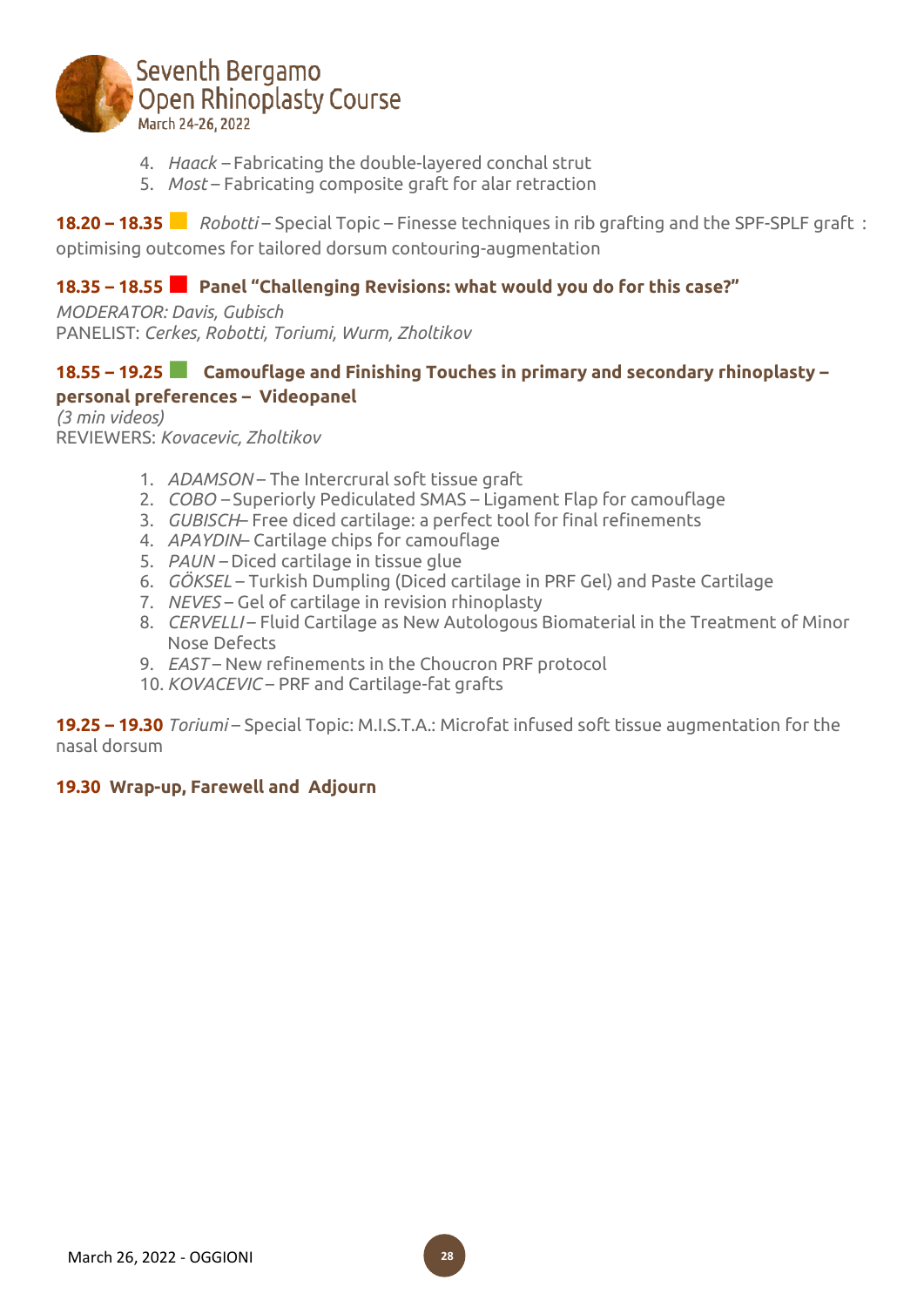4. *Haack* – Fabricating the double-layered conchal strut
5. *Most* – Fabricating composite graft for alar retraction

**18.20 – 18.35** *Robotti* – Special Topic – Finesse techniques in rib grafting and the SPF-SPLF graft : optimising outcomes for tailored dorsum contouring-augmentation

**18.35 – 18.55 Panel "Challenging Revisions: what would you do for this case?"**

*MODERATOR: Davis, Gubisch*
PANELIST: *Cerkes, Robotti, Toriumi, Wurm, Zholtikov*

**18.55 – 19.25 Camouflage and Finishing Touches in primary and secondary rhinoplasty – personal preferences – Videopanel**

*(3 min videos)*
REVIEWERS: *Kovacevic, Zholtikov*

1. *ADAMSON* – The Intercrural soft tissue graft
2. *COBO* – Superiorly Pediculated SMAS – Ligament Flap for camouflage
3. *GUBISCH* – Free diced cartilage: a perfect tool for final refinements
4. *APAYDIN* – Cartilage chips for camouflage
5. *PAUN* – Diced cartilage in tissue glue
6. *GÖKSEL* – Turkish Dumpling (Diced cartilage in PRF Gel) and Paste Cartilage
7. *NEVES* – Gel of cartilage in revision rhinoplasty
8. *CERVELLI* – Fluid Cartilage as New Autologous Biomaterial in the Treatment of Minor Nose Defects
9. *EAST* – New refinements in the Choucron PRF protocol
10. *KOVACEVIC* – PRF and Cartilage-fat grafts

**19.25 – 19.30** *Toriumi* – Special Topic: M.I.S.T.A.: Microfat infused soft tissue augmentation for the nasal dorsum

**19.30 Wrap-up, Farewell and Adjourn**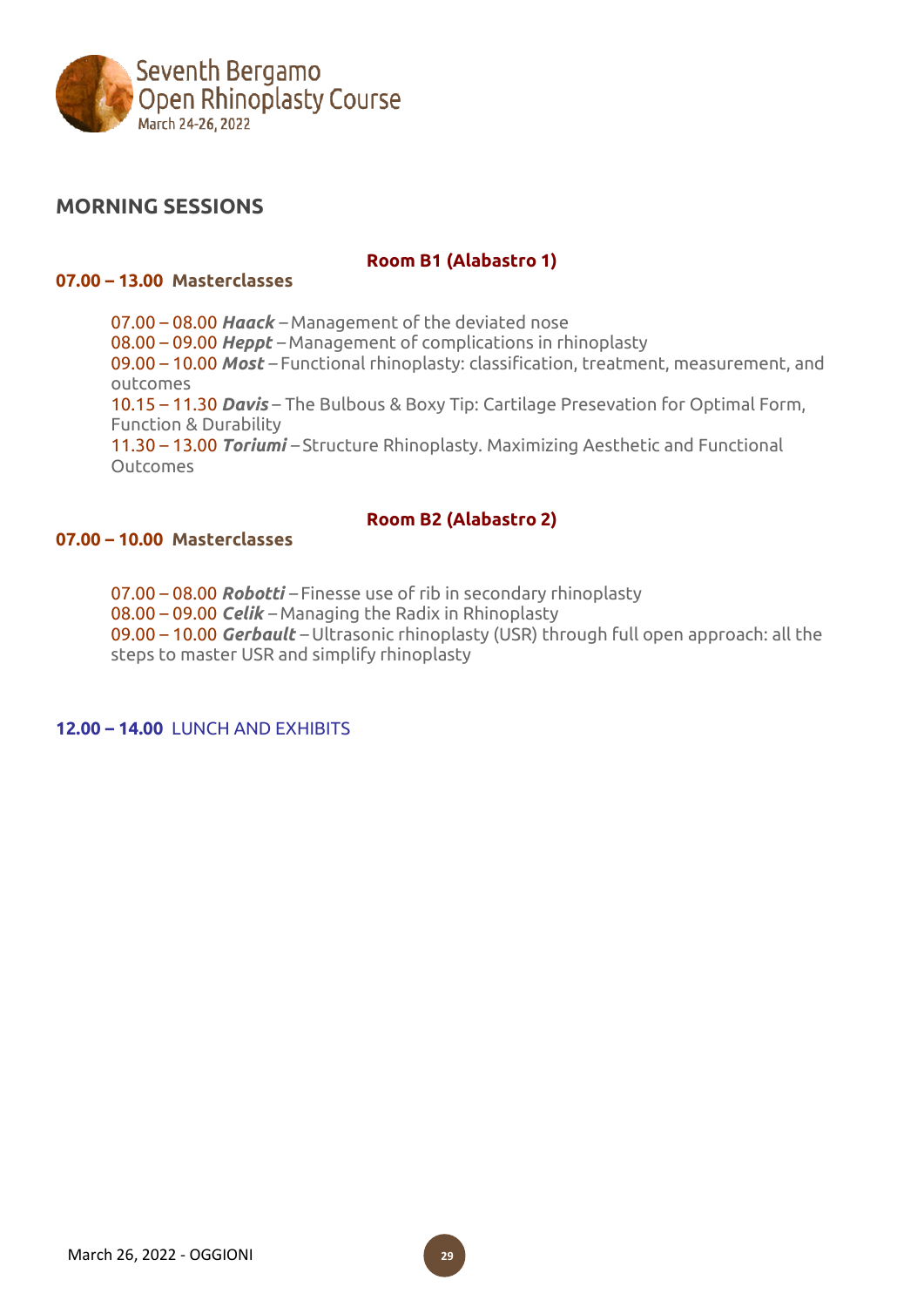## MORNING SESSIONS

### Room B1 (Alabastro 1)

**07.00 – 13.00 Masterclasses**

07.00 – 08.00 ***Haack*** – Management of the deviated nose
08.00 – 09.00 ***Heppt*** – Management of complications in rhinoplasty
09.00 – 10.00 ***Most*** – Functional rhinoplasty: classification, treatment, measurement, and outcomes
10.15 – 11.30 ***Davis*** – The Bulbous & Boxy Tip: Cartilage Presevation for Optimal Form, Function & Durability
11.30 – 13.00 ***Toriumi*** – Structure Rhinoplasty. Maximizing Aesthetic and Functional Outcomes

### Room B2 (Alabastro 2)

**07.00 – 10.00 Masterclasses**

07.00 – 08.00 ***Robotti*** – Finesse use of rib in secondary rhinoplasty
08.00 – 09.00 ***Celik*** – Managing the Radix in Rhinoplasty
09.00 – 10.00 ***Gerbault*** – Ultrasonic rhinoplasty (USR) through full open approach: all the steps to master USR and simplify rhinoplasty

**12.00 – 14.00** LUNCH AND EXHIBITS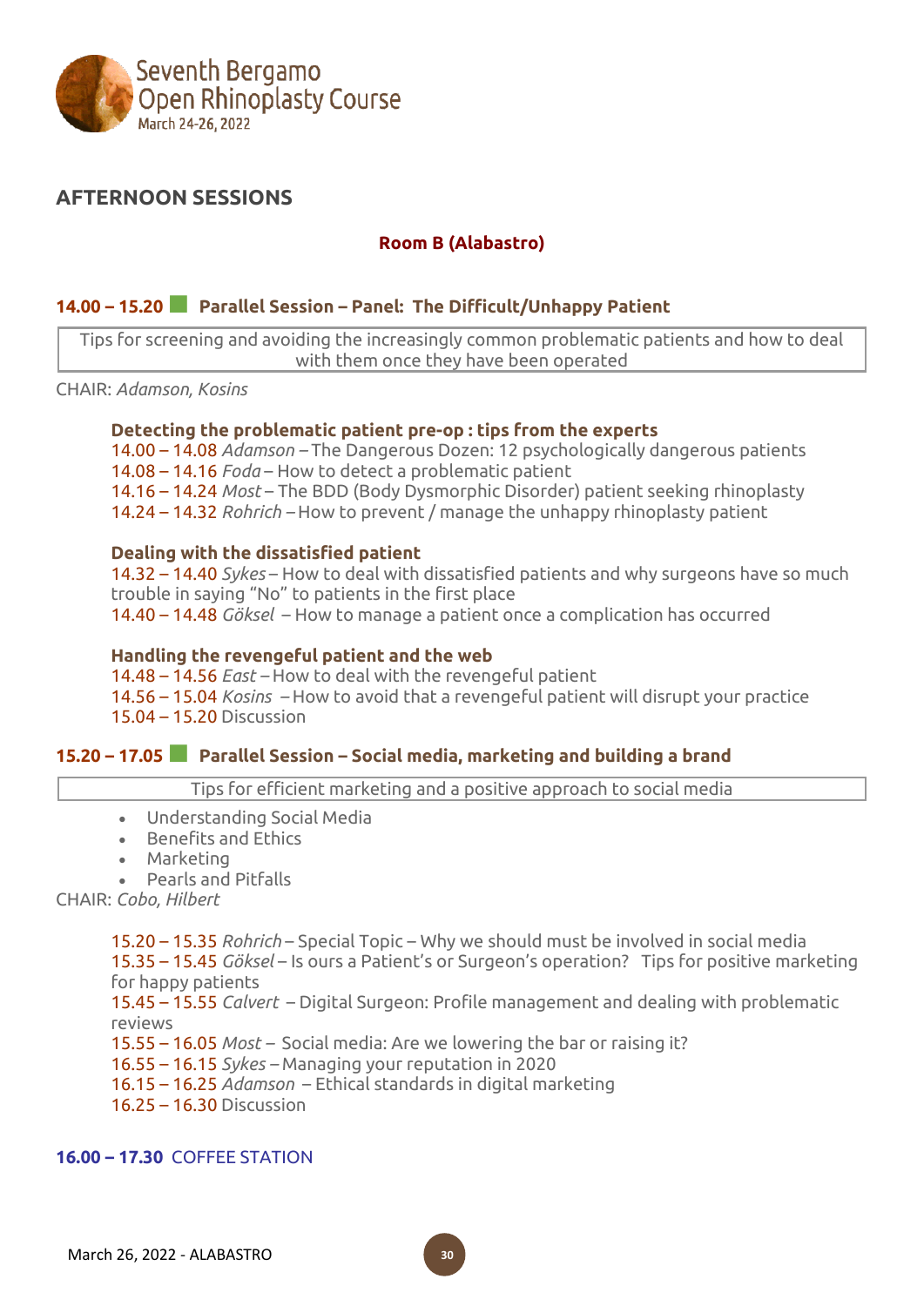## AFTERNOON SESSIONS

### Room B (Alabastro)

### 14.00 – 15.20 Parallel Session – Panel: The Difficult/Unhappy Patient

Tips for screening and avoiding the increasingly common problematic patients and how to deal with them once they have been operated

CHAIR: *Adamson, Kosins*

**Detecting the problematic patient pre-op : tips from the experts**

14.00 – 14.08 *Adamson* – The Dangerous Dozen: 12 psychologically dangerous patients
14.08 – 14.16 *Foda* – How to detect a problematic patient
14.16 – 14.24 *Most* – The BDD (Body Dysmorphic Disorder) patient seeking rhinoplasty
14.24 – 14.32 *Rohrich* – How to prevent / manage the unhappy rhinoplasty patient

**Dealing with the dissatisfied patient**

14.32 – 14.40 *Sykes* – How to deal with dissatisfied patients and why surgeons have so much trouble in saying "No" to patients in the first place
14.40 – 14.48 *Göksel* – How to manage a patient once a complication has occurred

**Handling the revengeful patient and the web**

14.48 – 14.56 *East* – How to deal with the revengeful patient
14.56 – 15.04 *Kosins* – How to avoid that a revengeful patient will disrupt your practice
15.04 – 15.20 Discussion

### 15.20 – 17.05 Parallel Session – Social media, marketing and building a brand

Tips for efficient marketing and a positive approach to social media

- Understanding Social Media
- Benefits and Ethics
- Marketing
- Pearls and Pitfalls

CHAIR: *Cobo, Hilbert*

15.20 – 15.35 *Rohrich* – Special Topic – Why we should must be involved in social media
15.35 – 15.45 *Göksel* – Is ours a Patient's or Surgeon's operation? Tips for positive marketing for happy patients
15.45 – 15.55 *Calvert* – Digital Surgeon: Profile management and dealing with problematic reviews
15.55 – 16.05 *Most* – Social media: Are we lowering the bar or raising it?
16.55 – 16.15 *Sykes* – Managing your reputation in 2020
16.15 – 16.25 *Adamson* – Ethical standards in digital marketing
16.25 – 16.30 Discussion

**16.00 – 17.30** COFFEE STATION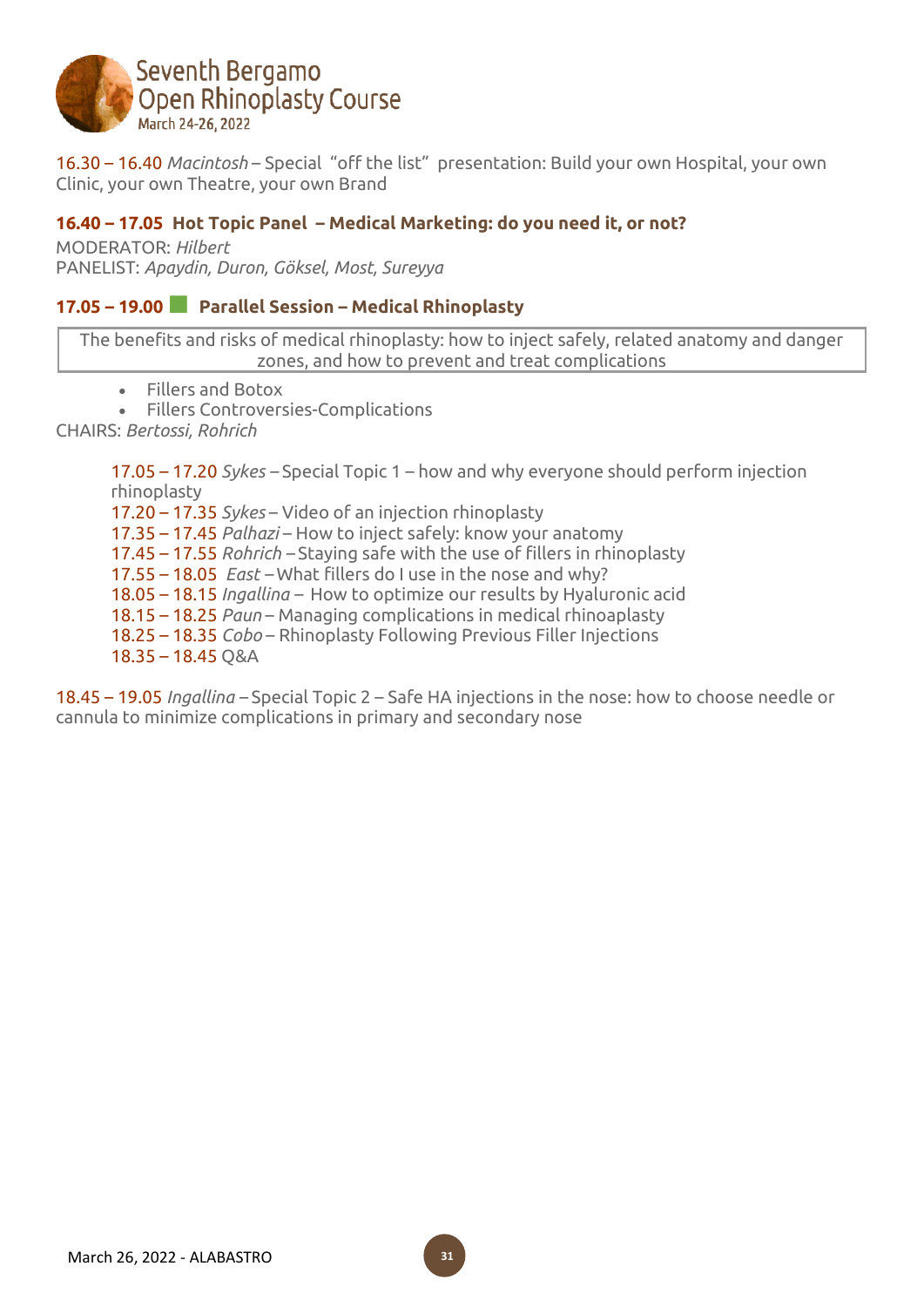16.30 – 16.40 *Macintosh* – Special "off the list" presentation: Build your own Hospital, your own Clinic, your own Theatre, your own Brand

**16.40 – 17.05 Hot Topic Panel – Medical Marketing: do you need it, or not?**

MODERATOR: *Hilbert*
PANELIST: *Apaydin, Duron, Göksel, Most, Sureyya*

**17.05 – 19.00 Parallel Session – Medical Rhinoplasty**

The benefits and risks of medical rhinoplasty: how to inject safely, related anatomy and danger zones, and how to prevent and treat complications

- Fillers and Botox
- Fillers Controversies-Complications

CHAIRS: *Bertossi, Rohrich*

17.05 – 17.20 *Sykes* – Special Topic 1 – how and why everyone should perform injection rhinoplasty
17.20 – 17.35 *Sykes* – Video of an injection rhinoplasty
17.35 – 17.45 *Palhazi* – How to inject safely: know your anatomy
17.45 – 17.55 *Rohrich* – Staying safe with the use of fillers in rhinoplasty
17.55 – 18.05 *East* – What fillers do I use in the nose and why?
18.05 – 18.15 *Ingallina* – How to optimize our results by Hyaluronic acid
18.15 – 18.25 *Paun* – Managing complications in medical rhinoaplasty
18.25 – 18.35 *Cobo* – Rhinoplasty Following Previous Filler Injections
18.35 – 18.45 Q&A

18.45 – 19.05 *Ingallina* – Special Topic 2 – Safe HA injections in the nose: how to choose needle or cannula to minimize complications in primary and secondary nose